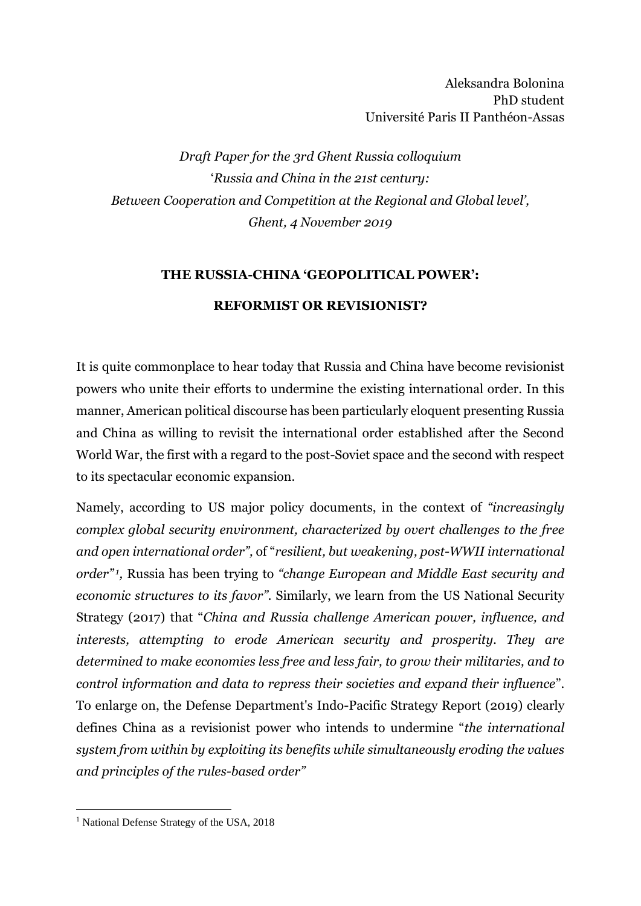Aleksandra Bolonina
PhD student
Université Paris II Panthéon-Assas

*Draft Paper for the 3rd Ghent Russia colloquium*
*'Russia and China in the 21st century:*
*Between Cooperation and Competition at the Regional and Global level',*
*Ghent, 4 November 2019*

# THE RUSSIA-CHINA 'GEOPOLITICAL POWER': REFORMIST OR REVISIONIST?

It is quite commonplace to hear today that Russia and China have become revisionist powers who unite their efforts to undermine the existing international order. In this manner, American political discourse has been particularly eloquent presenting Russia and China as willing to revisit the international order established after the Second World War, the first with a regard to the post-Soviet space and the second with respect to its spectacular economic expansion.

Namely, according to US major policy documents, in the context of *"increasingly complex global security environment, characterized by overt challenges to the free and open international order",* of "*resilient, but weakening, post-WWII international order"*[1]*,* Russia has been trying to *"change European and Middle East security and economic structures to its favor".* Similarly, we learn from the US National Security Strategy (2017) that "*China and Russia challenge American power, influence, and interests, attempting to erode American security and prosperity. They are determined to make economies less free and less fair, to grow their militaries, and to control information and data to repress their societies and expand their influence*". To enlarge on, the Defense Department's Indo-Pacific Strategy Report (2019) clearly defines China as a revisionist power who intends to undermine "*the international system from within by exploiting its benefits while simultaneously eroding the values and principles of the rules-based order"*

[1] National Defense Strategy of the USA, 2018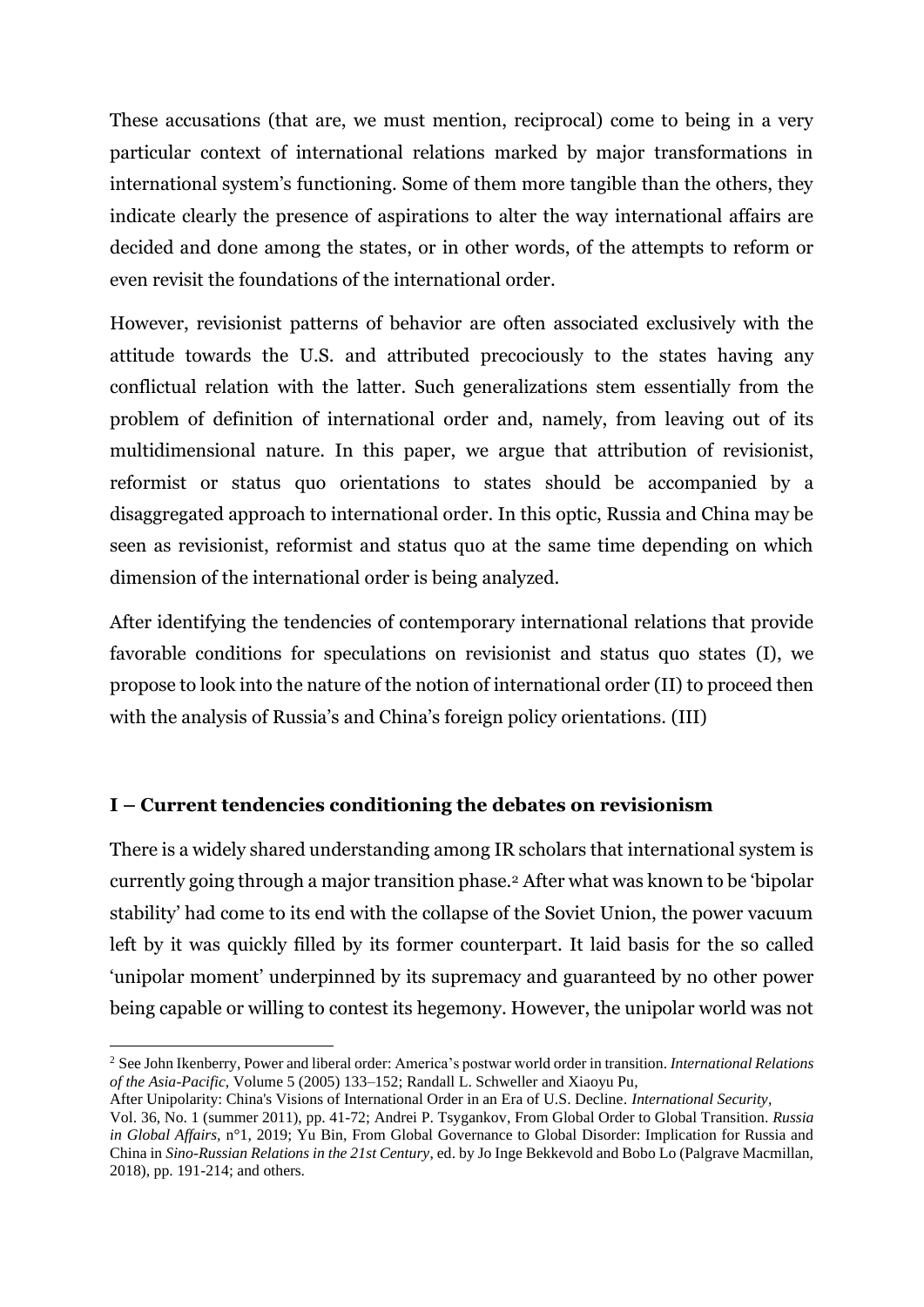These accusations (that are, we must mention, reciprocal) come to being in a very particular context of international relations marked by major transformations in international system's functioning. Some of them more tangible than the others, they indicate clearly the presence of aspirations to alter the way international affairs are decided and done among the states, or in other words, of the attempts to reform or even revisit the foundations of the international order.

However, revisionist patterns of behavior are often associated exclusively with the attitude towards the U.S. and attributed precociously to the states having any conflictual relation with the latter. Such generalizations stem essentially from the problem of definition of international order and, namely, from leaving out of its multidimensional nature. In this paper, we argue that attribution of revisionist, reformist or status quo orientations to states should be accompanied by a disaggregated approach to international order. In this optic, Russia and China may be seen as revisionist, reformist and status quo at the same time depending on which dimension of the international order is being analyzed.

After identifying the tendencies of contemporary international relations that provide favorable conditions for speculations on revisionist and status quo states (I), we propose to look into the nature of the notion of international order (II) to proceed then with the analysis of Russia's and China's foreign policy orientations. (III)

## I – Current tendencies conditioning the debates on revisionism

There is a widely shared understanding among IR scholars that international system is currently going through a major transition phase.[2] After what was known to be 'bipolar stability' had come to its end with the collapse of the Soviet Union, the power vacuum left by it was quickly filled by its former counterpart. It laid basis for the so called 'unipolar moment' underpinned by its supremacy and guaranteed by no other power being capable or willing to contest its hegemony. However, the unipolar world was not

[2] See John Ikenberry, Power and liberal order: America's postwar world order in transition. *International Relations of the Asia-Pacific*, Volume 5 (2005) 133–152; Randall L. Schweller and Xiaoyu Pu, After Unipolarity: China's Visions of International Order in an Era of U.S. Decline. *International Security*, Vol. 36, No. 1 (summer 2011), pp. 41-72; Andrei P. Tsygankov, From Global Order to Global Transition. *Russia in Global Affairs*, n°1, 2019; Yu Bin, From Global Governance to Global Disorder: Implication for Russia and China in *Sino-Russian Relations in the 21st Century*, ed. by Jo Inge Bekkevold and Bobo Lo (Palgrave Macmillan, 2018), pp. 191-214; and others.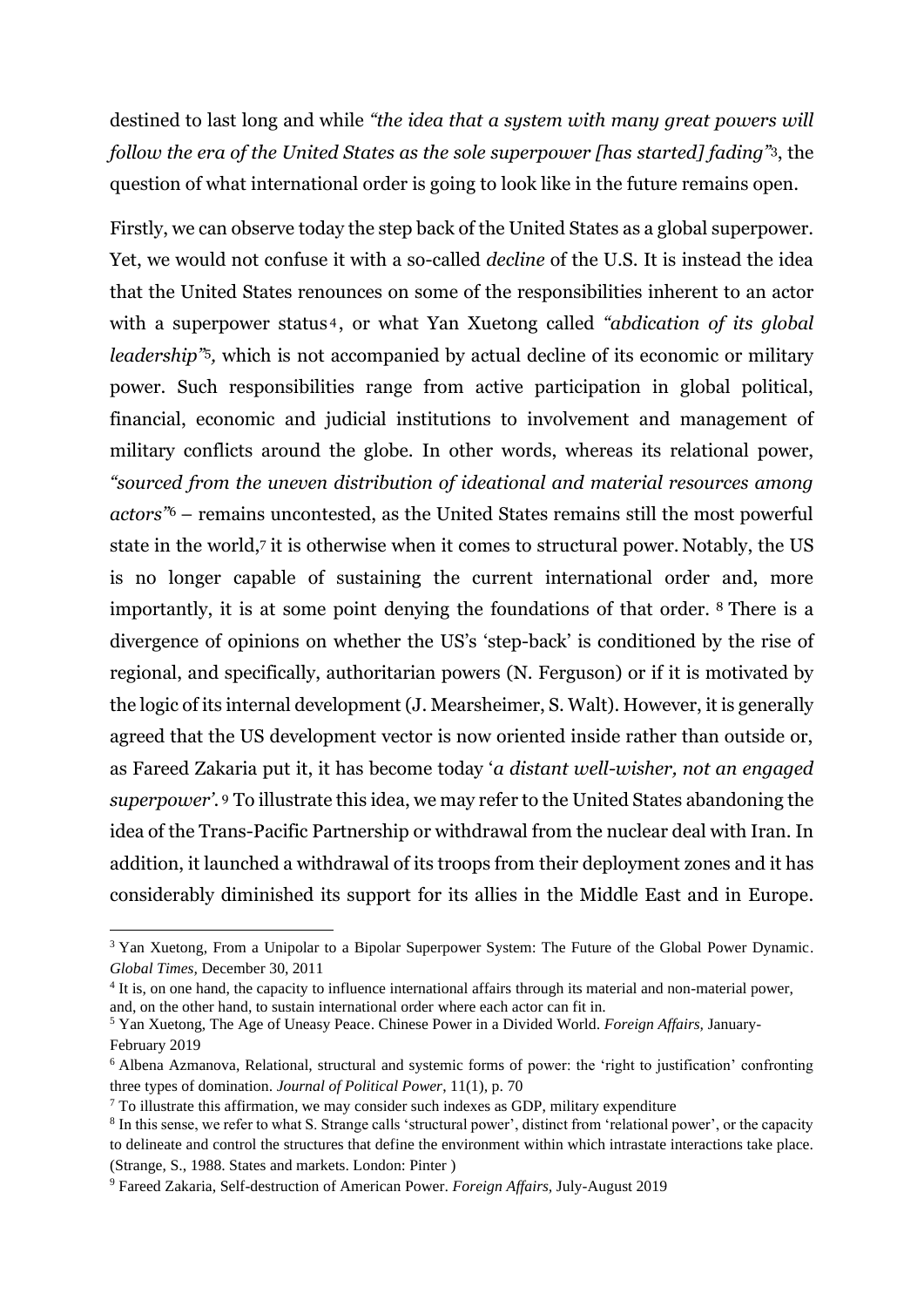destined to last long and while *"the idea that a system with many great powers will follow the era of the United States as the sole superpower [has started] fading"*[3], the question of what international order is going to look like in the future remains open.

Firstly, we can observe today the step back of the United States as a global superpower. Yet, we would not confuse it with a so-called *decline* of the U.S. It is instead the idea that the United States renounces on some of the responsibilities inherent to an actor with a superpower status[4], or what Yan Xuetong called *"abdication of its global leadership"*[5], which is not accompanied by actual decline of its economic or military power. Such responsibilities range from active participation in global political, financial, economic and judicial institutions to involvement and management of military conflicts around the globe. In other words, whereas its relational power, *"sourced from the uneven distribution of ideational and material resources among actors"*[6] – remains uncontested, as the United States remains still the most powerful state in the world,[7] it is otherwise when it comes to structural power. Notably, the US is no longer capable of sustaining the current international order and, more importantly, it is at some point denying the foundations of that order. [8] There is a divergence of opinions on whether the US's 'step-back' is conditioned by the rise of regional, and specifically, authoritarian powers (N. Ferguson) or if it is motivated by the logic of its internal development (J. Mearsheimer, S. Walt). However, it is generally agreed that the US development vector is now oriented inside rather than outside or, as Fareed Zakaria put it, it has become today '*a distant well-wisher, not an engaged superpower*'. [9] To illustrate this idea, we may refer to the United States abandoning the idea of the Trans-Pacific Partnership or withdrawal from the nuclear deal with Iran. In addition, it launched a withdrawal of its troops from their deployment zones and it has considerably diminished its support for its allies in the Middle East and in Europe.

---

[3] Yan Xuetong, From a Unipolar to a Bipolar Superpower System: The Future of the Global Power Dynamic. *Global Times*, December 30, 2011

[4] It is, on one hand, the capacity to influence international affairs through its material and non-material power, and, on the other hand, to sustain international order where each actor can fit in.

[5] Yan Xuetong, The Age of Uneasy Peace. Chinese Power in a Divided World. *Foreign Affairs*, January-February 2019

[6] Albena Azmanova, Relational, structural and systemic forms of power: the 'right to justification' confronting three types of domination. *Journal of Political Power*, 11(1), p. 70

[7] To illustrate this affirmation, we may consider such indexes as GDP, military expenditure

[8] In this sense, we refer to what S. Strange calls 'structural power', distinct from 'relational power', or the capacity to delineate and control the structures that define the environment within which intrastate interactions take place. (Strange, S., 1988. States and markets. London: Pinter )

[9] Fareed Zakaria, Self-destruction of American Power. *Foreign Affairs*, July-August 2019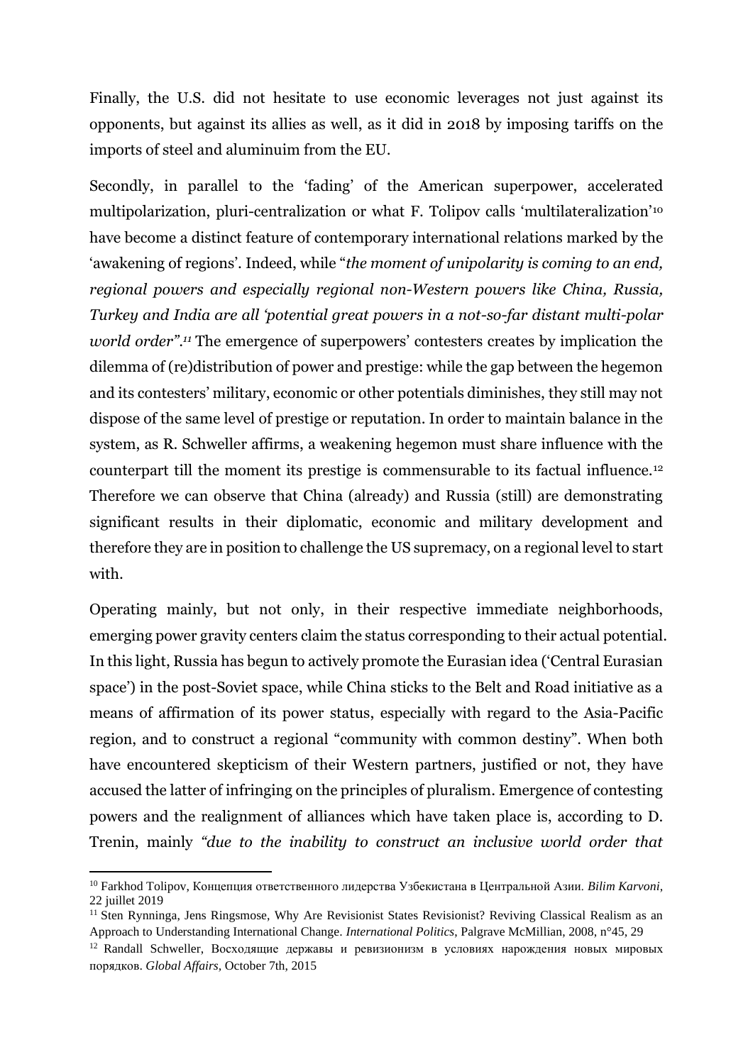Finally, the U.S. did not hesitate to use economic leverages not just against its opponents, but against its allies as well, as it did in 2018 by imposing tariffs on the imports of steel and aluminuim from the EU.

Secondly, in parallel to the 'fading' of the American superpower, accelerated multipolarization, pluri-centralization or what F. Tolipov calls 'multilateralization'[10] have become a distinct feature of contemporary international relations marked by the 'awakening of regions'. Indeed, while "*the moment of unipolarity is coming to an end, regional powers and especially regional non-Western powers like China, Russia, Turkey and India are all 'potential great powers in a not-so-far distant multi-polar world order"*.[11] The emergence of superpowers' contesters creates by implication the dilemma of (re)distribution of power and prestige: while the gap between the hegemon and its contesters' military, economic or other potentials diminishes, they still may not dispose of the same level of prestige or reputation. In order to maintain balance in the system, as R. Schweller affirms, a weakening hegemon must share influence with the counterpart till the moment its prestige is commensurable to its factual influence.[12] Therefore we can observe that China (already) and Russia (still) are demonstrating significant results in their diplomatic, economic and military development and therefore they are in position to challenge the US supremacy, on a regional level to start with.

Operating mainly, but not only, in their respective immediate neighborhoods, emerging power gravity centers claim the status corresponding to their actual potential. In this light, Russia has begun to actively promote the Eurasian idea ('Central Eurasian space') in the post-Soviet space, while China sticks to the Belt and Road initiative as a means of affirmation of its power status, especially with regard to the Asia-Pacific region, and to construct a regional "community with common destiny". When both have encountered skepticism of their Western partners, justified or not, they have accused the latter of infringing on the principles of pluralism. Emergence of contesting powers and the realignment of alliances which have taken place is, according to D. Trenin, mainly *"due to the inability to construct an inclusive world order that*

---

[10] Farkhod Tolipov, Концепция ответственного лидерства Узбекистана в Центральной Азии. *Bilim Karvoni*, 22 juillet 2019

[11] Sten Rynninga, Jens Ringsmose, Why Are Revisionist States Revisionist? Reviving Classical Realism as an Approach to Understanding International Change. *International Politics*, Palgrave McMillian, 2008, n°45, 29

[12] Randall Schweller, Восходящие державы и ревизионизм в условиях нарождения новых мировых порядков. *Global Affairs*, October 7th, 2015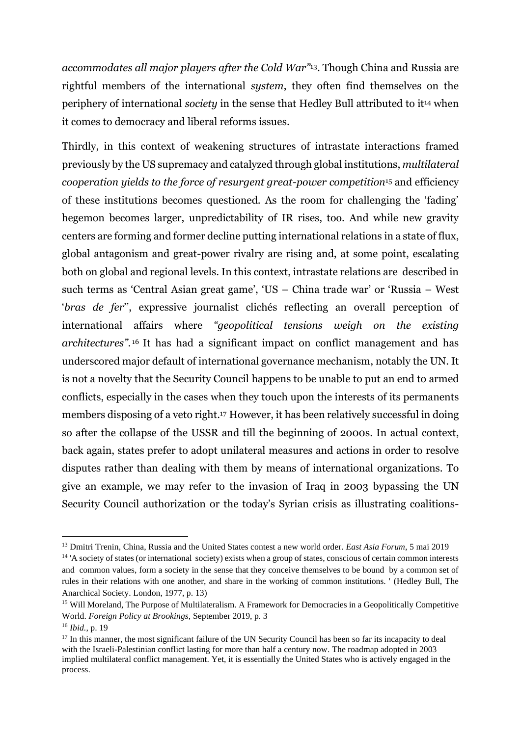*accommodates all major players after the Cold War"*[13]. Though China and Russia are rightful members of the international *system*, they often find themselves on the periphery of international *society* in the sense that Hedley Bull attributed to it[14] when it comes to democracy and liberal reforms issues.

Thirdly, in this context of weakening structures of intrastate interactions framed previously by the US supremacy and catalyzed through global institutions, *multilateral cooperation yields to the force of resurgent great-power competition*[15] and efficiency of these institutions becomes questioned. As the room for challenging the 'fading' hegemon becomes larger, unpredictability of IR rises, too. And while new gravity centers are forming and former decline putting international relations in a state of flux, global antagonism and great-power rivalry are rising and, at some point, escalating both on global and regional levels. In this context, intrastate relations are described in such terms as 'Central Asian great game', 'US – China trade war' or 'Russia – West '*bras de fer*'', expressive journalist clichés reflecting an overall perception of international affairs where *"geopolitical tensions weigh on the existing architectures"*.[16] It has had a significant impact on conflict management and has underscored major default of international governance mechanism, notably the UN. It is not a novelty that the Security Council happens to be unable to put an end to armed conflicts, especially in the cases when they touch upon the interests of its permanents members disposing of a veto right.[17] However, it has been relatively successful in doing so after the collapse of the USSR and till the beginning of 2000s. In actual context, back again, states prefer to adopt unilateral measures and actions in order to resolve disputes rather than dealing with them by means of international organizations. To give an example, we may refer to the invasion of Iraq in 2003 bypassing the UN Security Council authorization or the today's Syrian crisis as illustrating coalitions-

---

[13] Dmitri Trenin, China, Russia and the United States contest a new world order. *East Asia Forum*, 5 mai 2019

[14] 'A society of states (or international society) exists when a group of states, conscious of certain common interests and common values, form a society in the sense that they conceive themselves to be bound by a common set of rules in their relations with one another, and share in the working of common institutions. ' (Hedley Bull, The Anarchical Society. London, 1977, p. 13)

[15] Will Moreland, The Purpose of Multilateralism. A Framework for Democracies in a Geopolitically Competitive World. *Foreign Policy at Brookings*, September 2019, p. 3

[16] *Ibid.*, p. 19

[17] In this manner, the most significant failure of the UN Security Council has been so far its incapacity to deal with the Israeli-Palestinian conflict lasting for more than half a century now. The roadmap adopted in 2003 implied multilateral conflict management. Yet, it is essentially the United States who is actively engaged in the process.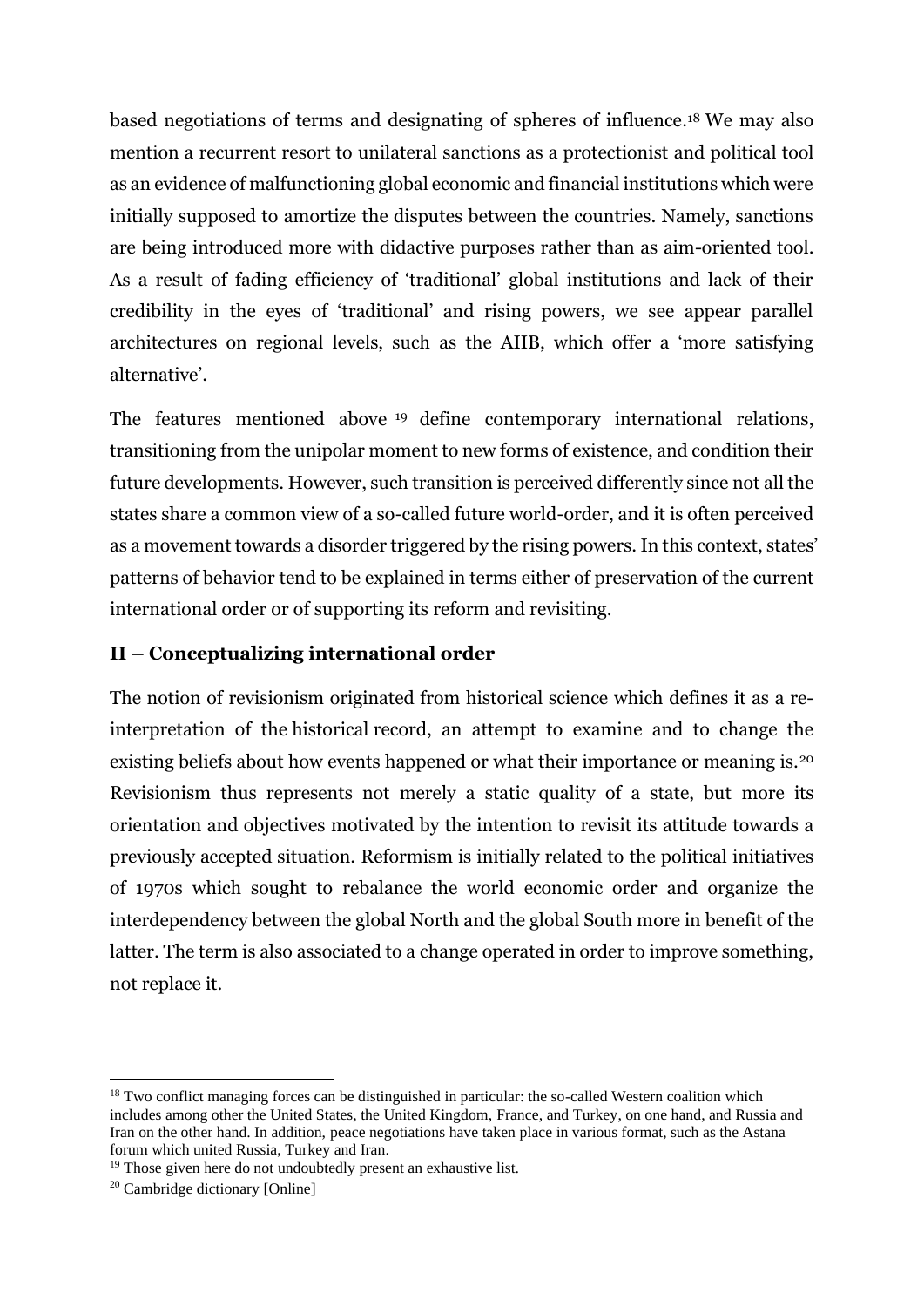based negotiations of terms and designating of spheres of influence.[18] We may also mention a recurrent resort to unilateral sanctions as a protectionist and political tool as an evidence of malfunctioning global economic and financial institutions which were initially supposed to amortize the disputes between the countries. Namely, sanctions are being introduced more with didactive purposes rather than as aim-oriented tool. As a result of fading efficiency of 'traditional' global institutions and lack of their credibility in the eyes of 'traditional' and rising powers, we see appear parallel architectures on regional levels, such as the AIIB, which offer a 'more satisfying alternative'.

The features mentioned above [19] define contemporary international relations, transitioning from the unipolar moment to new forms of existence, and condition their future developments. However, such transition is perceived differently since not all the states share a common view of a so-called future world-order, and it is often perceived as a movement towards a disorder triggered by the rising powers. In this context, states' patterns of behavior tend to be explained in terms either of preservation of the current international order or of supporting its reform and revisiting.

## II – Conceptualizing international order

The notion of revisionism originated from historical science which defines it as a re-interpretation of the historical record, an attempt to examine and to change the existing beliefs about how events happened or what their importance or meaning is.[20] Revisionism thus represents not merely a static quality of a state, but more its orientation and objectives motivated by the intention to revisit its attitude towards a previously accepted situation. Reformism is initially related to the political initiatives of 1970s which sought to rebalance the world economic order and organize the interdependency between the global North and the global South more in benefit of the latter. The term is also associated to a change operated in order to improve something, not replace it.

---

[18] Two conflict managing forces can be distinguished in particular: the so-called Western coalition which includes among other the United States, the United Kingdom, France, and Turkey, on one hand, and Russia and Iran on the other hand. In addition, peace negotiations have taken place in various format, such as the Astana forum which united Russia, Turkey and Iran.

[19] Those given here do not undoubtedly present an exhaustive list.

[20] Cambridge dictionary [Online]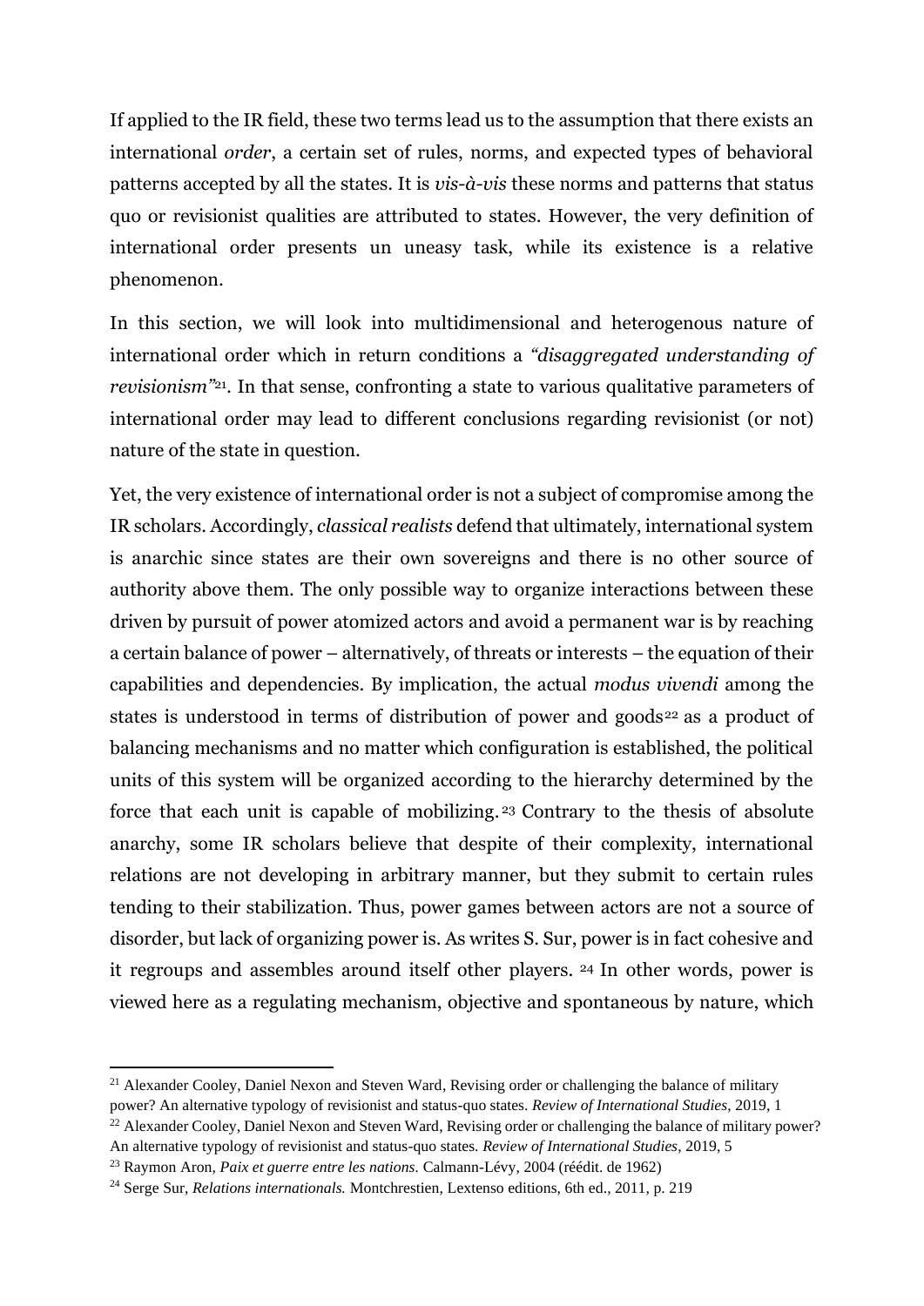If applied to the IR field, these two terms lead us to the assumption that there exists an international *order*, a certain set of rules, norms, and expected types of behavioral patterns accepted by all the states. It is *vis-à-vis* these norms and patterns that status quo or revisionist qualities are attributed to states. However, the very definition of international order presents un uneasy task, while its existence is a relative phenomenon.

In this section, we will look into multidimensional and heterogenous nature of international order which in return conditions a *"disaggregated understanding of revisionism"*[21]. In that sense, confronting a state to various qualitative parameters of international order may lead to different conclusions regarding revisionist (or not) nature of the state in question.

Yet, the very existence of international order is not a subject of compromise among the IR scholars. Accordingly, *classical realists* defend that ultimately, international system is anarchic since states are their own sovereigns and there is no other source of authority above them. The only possible way to organize interactions between these driven by pursuit of power atomized actors and avoid a permanent war is by reaching a certain balance of power – alternatively, of threats or interests – the equation of their capabilities and dependencies. By implication, the actual *modus vivendi* among the states is understood in terms of distribution of power and goods[22] as a product of balancing mechanisms and no matter which configuration is established, the political units of this system will be organized according to the hierarchy determined by the force that each unit is capable of mobilizing.[23] Contrary to the thesis of absolute anarchy, some IR scholars believe that despite of their complexity, international relations are not developing in arbitrary manner, but they submit to certain rules tending to their stabilization. Thus, power games between actors are not a source of disorder, but lack of organizing power is. As writes S. Sur, power is in fact cohesive and it regroups and assembles around itself other players.[24] In other words, power is viewed here as a regulating mechanism, objective and spontaneous by nature, which

[21] Alexander Cooley, Daniel Nexon and Steven Ward, Revising order or challenging the balance of military power? An alternative typology of revisionist and status-quo states. *Review of International Studies*, 2019, 1

[22] Alexander Cooley, Daniel Nexon and Steven Ward, Revising order or challenging the balance of military power? An alternative typology of revisionist and status-quo states. *Review of International Studies*, 2019, 5

[23] Raymon Aron, *Paix et guerre entre les nations.* Calmann-Lévy, 2004 (réédit. de 1962)

[24] Serge Sur, *Relations internationals.* Montchrestien, Lextenso editions, 6th ed., 2011, p. 219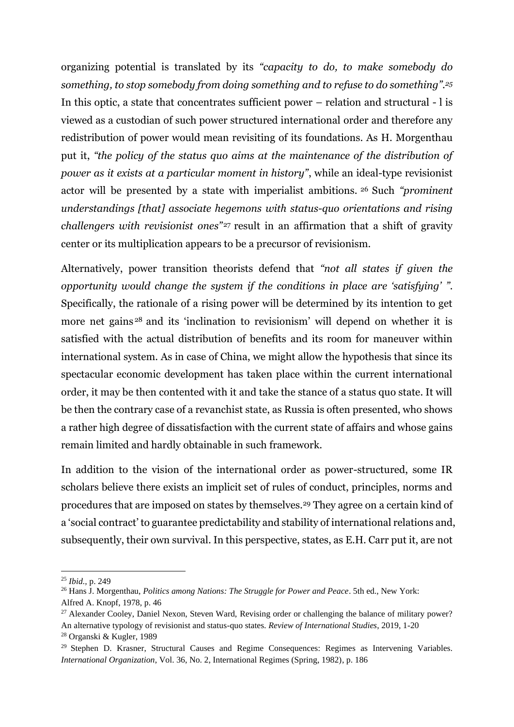organizing potential is translated by its *"capacity to do, to make somebody do something, to stop somebody from doing something and to refuse to do something"*.[25] In this optic, a state that concentrates sufficient power – relation and structural - l is viewed as a custodian of such power structured international order and therefore any redistribution of power would mean revisiting of its foundations. As H. Morgenthau put it, *"the policy of the status quo aims at the maintenance of the distribution of power as it exists at a particular moment in history"*, while an ideal-type revisionist actor will be presented by a state with imperialist ambitions. [26] Such *"prominent understandings [that] associate hegemons with status-quo orientations and rising challengers with revisionist ones"*[27] result in an affirmation that a shift of gravity center or its multiplication appears to be a precursor of revisionism.

Alternatively, power transition theorists defend that *"not all states if given the opportunity would change the system if the conditions in place are 'satisfying' "*. Specifically, the rationale of a rising power will be determined by its intention to get more net gains[28] and its 'inclination to revisionism' will depend on whether it is satisfied with the actual distribution of benefits and its room for maneuver within international system. As in case of China, we might allow the hypothesis that since its spectacular economic development has taken place within the current international order, it may be then contented with it and take the stance of a status quo state. It will be then the contrary case of a revanchist state, as Russia is often presented, who shows a rather high degree of dissatisfaction with the current state of affairs and whose gains remain limited and hardly obtainable in such framework.

In addition to the vision of the international order as power-structured, some IR scholars believe there exists an implicit set of rules of conduct, principles, norms and procedures that are imposed on states by themselves.[29] They agree on a certain kind of a 'social contract' to guarantee predictability and stability of international relations and, subsequently, their own survival. In this perspective, states, as E.H. Carr put it, are not

---

[25] *Ibid.*, p. 249

[26] Hans J. Morgenthau, *Politics among Nations: The Struggle for Power and Peace*. 5th ed., New York: Alfred A. Knopf, 1978, p. 46

[27] Alexander Cooley, Daniel Nexon, Steven Ward, Revising order or challenging the balance of military power? An alternative typology of revisionist and status-quo states. *Review of International Studies*, 2019, 1-20

[28] Organski & Kugler, 1989

[29] Stephen D. Krasner, Structural Causes and Regime Consequences: Regimes as Intervening Variables. *International Organization*, Vol. 36, No. 2, International Regimes (Spring, 1982), p. 186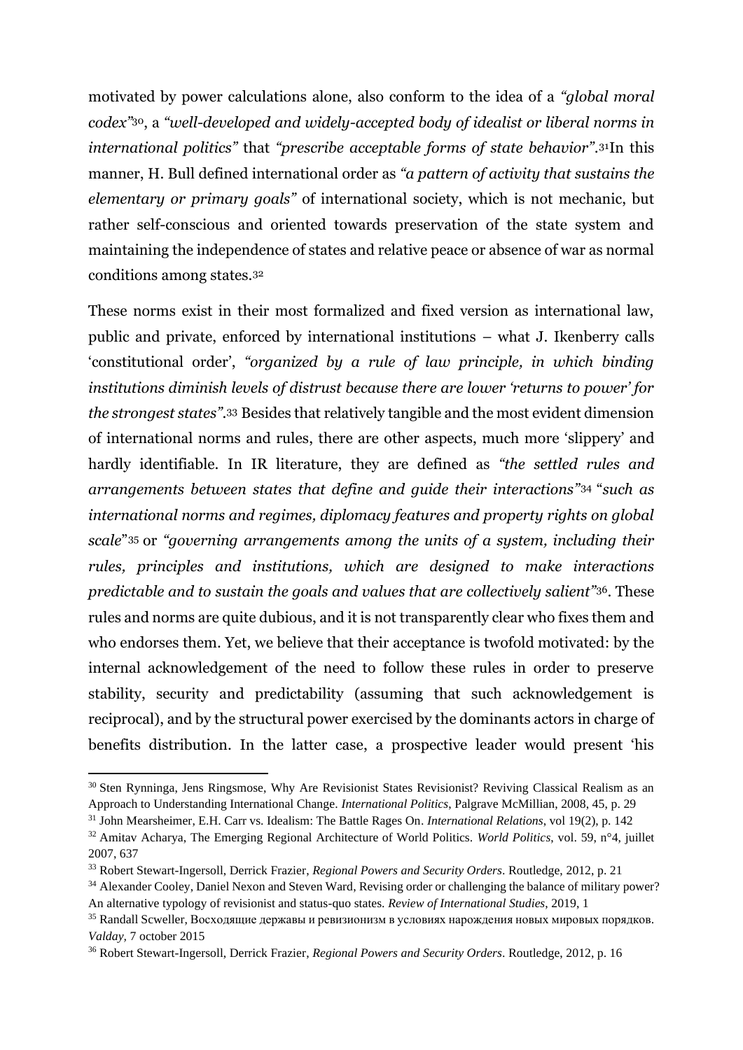motivated by power calculations alone, also conform to the idea of a *"global moral codex"*[30], a *"well-developed and widely-accepted body of idealist or liberal norms in international politics"* that *"prescribe acceptable forms of state behavior"*.[31]In this manner, H. Bull defined international order as *"a pattern of activity that sustains the elementary or primary goals"* of international society, which is not mechanic, but rather self-conscious and oriented towards preservation of the state system and maintaining the independence of states and relative peace or absence of war as normal conditions among states.[32]

These norms exist in their most formalized and fixed version as international law, public and private, enforced by international institutions – what J. Ikenberry calls 'constitutional order', *"organized by a rule of law principle, in which binding institutions diminish levels of distrust because there are lower 'returns to power' for the strongest states"*.[33] Besides that relatively tangible and the most evident dimension of international norms and rules, there are other aspects, much more 'slippery' and hardly identifiable. In IR literature, they are defined as *"the settled rules and arrangements between states that define and guide their interactions"*[34] "*such as international norms and regimes, diplomacy features and property rights on global scale*"[35] or *"governing arrangements among the units of a system, including their rules, principles and institutions, which are designed to make interactions predictable and to sustain the goals and values that are collectively salient"*[36]. These rules and norms are quite dubious, and it is not transparently clear who fixes them and who endorses them. Yet, we believe that their acceptance is twofold motivated: by the internal acknowledgement of the need to follow these rules in order to preserve stability, security and predictability (assuming that such acknowledgement is reciprocal), and by the structural power exercised by the dominants actors in charge of benefits distribution. In the latter case, a prospective leader would present 'his

---

[30] Sten Rynninga, Jens Ringsmose, Why Are Revisionist States Revisionist? Reviving Classical Realism as an Approach to Understanding International Change. *International Politics*, Palgrave McMillian, 2008, 45, p. 29

[31] John Mearsheimer, E.H. Carr vs. Idealism: The Battle Rages On. *International Relations*, vol 19(2), p. 142

[32] Amitav Acharya, The Emerging Regional Architecture of World Politics. *World Politics*, vol. 59, n°4, juillet 2007, 637

[33] Robert Stewart-Ingersoll, Derrick Frazier, *Regional Powers and Security Orders*. Routledge, 2012, p. 21

[34] Alexander Cooley, Daniel Nexon and Steven Ward, Revising order or challenging the balance of military power? An alternative typology of revisionist and status-quo states. *Review of International Studies*, 2019, 1

[35] Randall Scweller, Восходящие державы и ревизионизм в условиях нарождения новых мировых порядков. *Valday*, 7 october 2015

[36] Robert Stewart-Ingersoll, Derrick Frazier, *Regional Powers and Security Orders*. Routledge, 2012, p. 16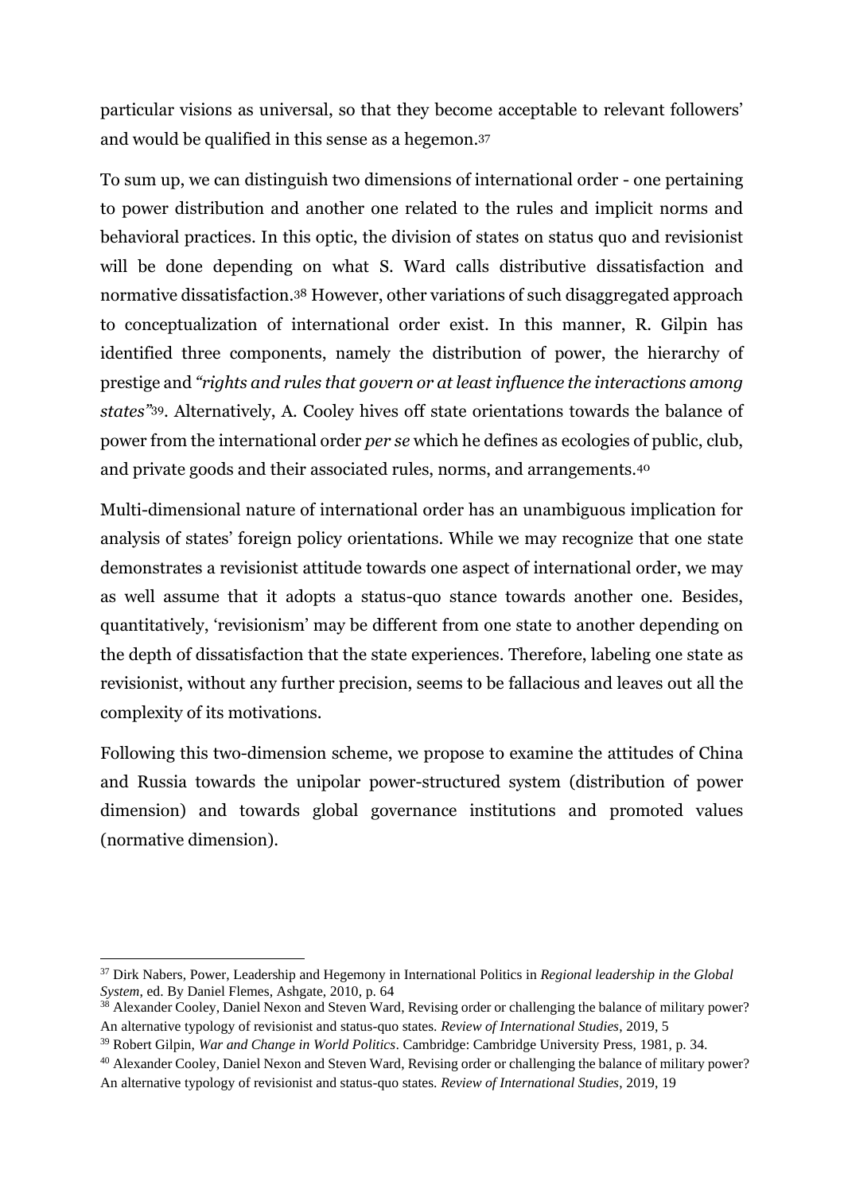particular visions as universal, so that they become acceptable to relevant followers' and would be qualified in this sense as a hegemon.[37]

To sum up, we can distinguish two dimensions of international order - one pertaining to power distribution and another one related to the rules and implicit norms and behavioral practices. In this optic, the division of states on status quo and revisionist will be done depending on what S. Ward calls distributive dissatisfaction and normative dissatisfaction.[38] However, other variations of such disaggregated approach to conceptualization of international order exist. In this manner, R. Gilpin has identified three components, namely the distribution of power, the hierarchy of prestige and *"rights and rules that govern or at least influence the interactions among states"*[39]. Alternatively, A. Cooley hives off state orientations towards the balance of power from the international order *per se* which he defines as ecologies of public, club, and private goods and their associated rules, norms, and arrangements.[40]

Multi-dimensional nature of international order has an unambiguous implication for analysis of states' foreign policy orientations. While we may recognize that one state demonstrates a revisionist attitude towards one aspect of international order, we may as well assume that it adopts a status-quo stance towards another one. Besides, quantitatively, 'revisionism' may be different from one state to another depending on the depth of dissatisfaction that the state experiences. Therefore, labeling one state as revisionist, without any further precision, seems to be fallacious and leaves out all the complexity of its motivations.

Following this two-dimension scheme, we propose to examine the attitudes of China and Russia towards the unipolar power-structured system (distribution of power dimension) and towards global governance institutions and promoted values (normative dimension).

---

[37] Dirk Nabers, Power, Leadership and Hegemony in International Politics in *Regional leadership in the Global System*, ed. By Daniel Flemes, Ashgate, 2010, p. 64

[38] Alexander Cooley, Daniel Nexon and Steven Ward, Revising order or challenging the balance of military power? An alternative typology of revisionist and status-quo states. *Review of International Studies*, 2019, 5

[39] Robert Gilpin, *War and Change in World Politics*. Cambridge: Cambridge University Press, 1981, p. 34.

[40] Alexander Cooley, Daniel Nexon and Steven Ward, Revising order or challenging the balance of military power? An alternative typology of revisionist and status-quo states. *Review of International Studies*, 2019, 19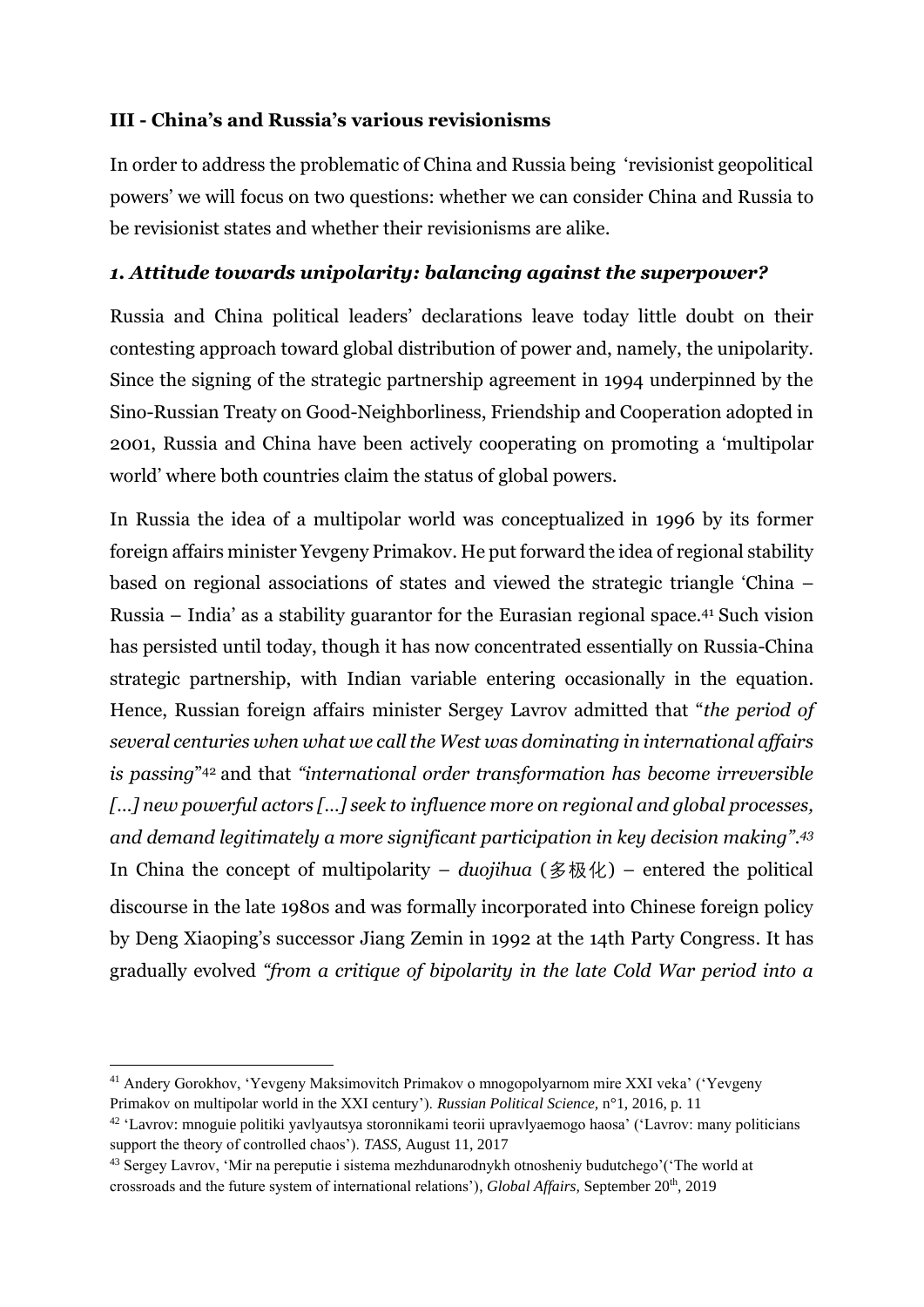**III - China's and Russia's various revisionisms**

In order to address the problematic of China and Russia being 'revisionist geopolitical powers' we will focus on two questions: whether we can consider China and Russia to be revisionist states and whether their revisionisms are alike.

***1. Attitude towards unipolarity: balancing against the superpower?***

Russia and China political leaders' declarations leave today little doubt on their contesting approach toward global distribution of power and, namely, the unipolarity. Since the signing of the strategic partnership agreement in 1994 underpinned by the Sino-Russian Treaty on Good-Neighborliness, Friendship and Cooperation adopted in 2001, Russia and China have been actively cooperating on promoting a 'multipolar world' where both countries claim the status of global powers.

In Russia the idea of a multipolar world was conceptualized in 1996 by its former foreign affairs minister Yevgeny Primakov. He put forward the idea of regional stability based on regional associations of states and viewed the strategic triangle 'China – Russia – India' as a stability guarantor for the Eurasian regional space.[41] Such vision has persisted until today, though it has now concentrated essentially on Russia-China strategic partnership, with Indian variable entering occasionally in the equation. Hence, Russian foreign affairs minister Sergey Lavrov admitted that "*the period of several centuries when what we call the West was dominating in international affairs is passing*"[42] and that *"international order transformation has become irreversible […] new powerful actors […] seek to influence more on regional and global processes, and demand legitimately a more significant participation in key decision making".[43]* In China the concept of multipolarity – *duojihua* (多极化) – entered the political discourse in the late 1980s and was formally incorporated into Chinese foreign policy by Deng Xiaoping's successor Jiang Zemin in 1992 at the 14th Party Congress. It has gradually evolved *"from a critique of bipolarity in the late Cold War period into a*

---

[41] Andery Gorokhov, 'Yevgeny Maksimovitch Primakov o mnogopolyarnom mire XXI veka' ('Yevgeny Primakov on multipolar world in the XXI century'). *Russian Political Science*, n°1, 2016, p. 11

[42] 'Lavrov: mnoguie politiki yavlyautsya storonnikami teorii upravlyaemogo haosa' ('Lavrov: many politicians support the theory of controlled chaos'). *TASS,* August 11, 2017

[43] Sergey Lavrov, 'Mir na pereputie i sistema mezhdunarodnykh otnosheniy budutchego'('The world at crossroads and the future system of international relations'), *Global Affairs,* September 20th, 2019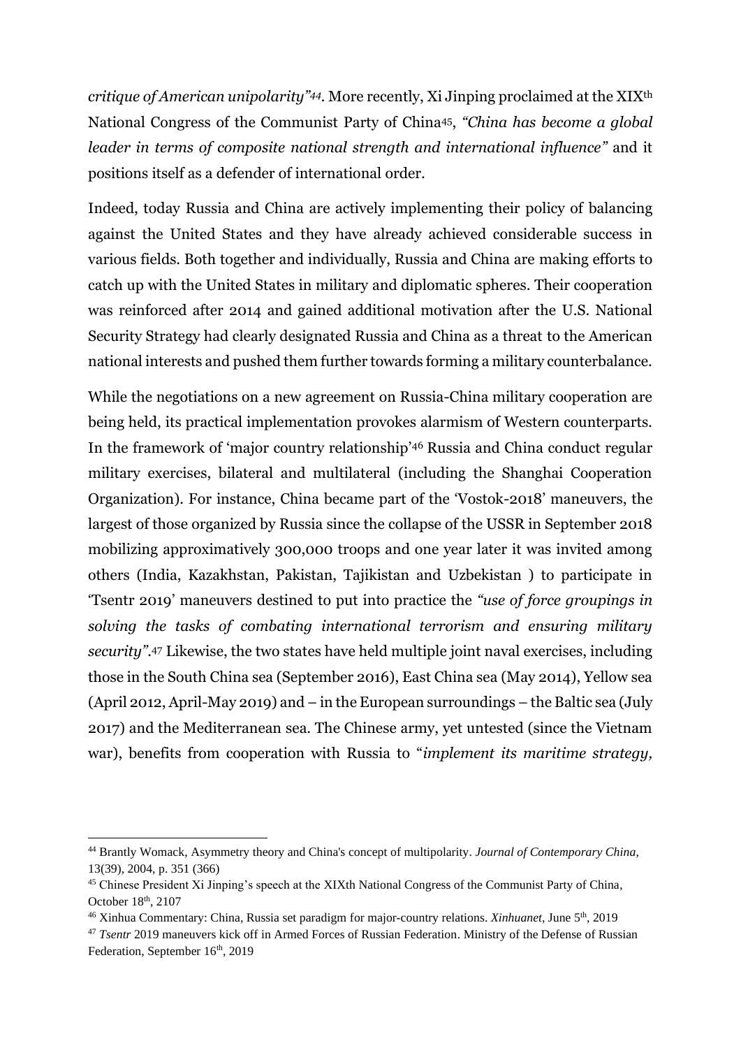*critique of American unipolarity"*[44]. More recently, Xi Jinping proclaimed at the XIX[th] National Congress of the Communist Party of China[45], *"China has become a global leader in terms of composite national strength and international influence"* and it positions itself as a defender of international order.

Indeed, today Russia and China are actively implementing their policy of balancing against the United States and they have already achieved considerable success in various fields. Both together and individually, Russia and China are making efforts to catch up with the United States in military and diplomatic spheres. Their cooperation was reinforced after 2014 and gained additional motivation after the U.S. National Security Strategy had clearly designated Russia and China as a threat to the American national interests and pushed them further towards forming a military counterbalance.

While the negotiations on a new agreement on Russia-China military cooperation are being held, its practical implementation provokes alarmism of Western counterparts. In the framework of 'major country relationship'[46] Russia and China conduct regular military exercises, bilateral and multilateral (including the Shanghai Cooperation Organization). For instance, China became part of the 'Vostok-2018' maneuvers, the largest of those organized by Russia since the collapse of the USSR in September 2018 mobilizing approximatively 300,000 troops and one year later it was invited among others (India, Kazakhstan, Pakistan, Tajikistan and Uzbekistan ) to participate in 'Tsentr 2019' maneuvers destined to put into practice the *"use of force groupings in solving the tasks of combating international terrorism and ensuring military security"*.[47] Likewise, the two states have held multiple joint naval exercises, including those in the South China sea (September 2016), East China sea (May 2014), Yellow sea (April 2012, April-May 2019) and – in the European surroundings – the Baltic sea (July 2017) and the Mediterranean sea. The Chinese army, yet untested (since the Vietnam war), benefits from cooperation with Russia to "*implement its maritime strategy,*

---

[44] Brantly Womack, Asymmetry theory and China's concept of multipolarity. *Journal of Contemporary China*, 13(39), 2004, p. 351 (366)

[45] Chinese President Xi Jinping's speech at the XIXth National Congress of the Communist Party of China, October 18[th], 2107

[46] Xinhua Commentary: China, Russia set paradigm for major-country relations. *Xinhuanet*, June 5[th], 2019

[47] *Tsentr* 2019 maneuvers kick off in Armed Forces of Russian Federation. Ministry of the Defense of Russian Federation, September 16[th], 2019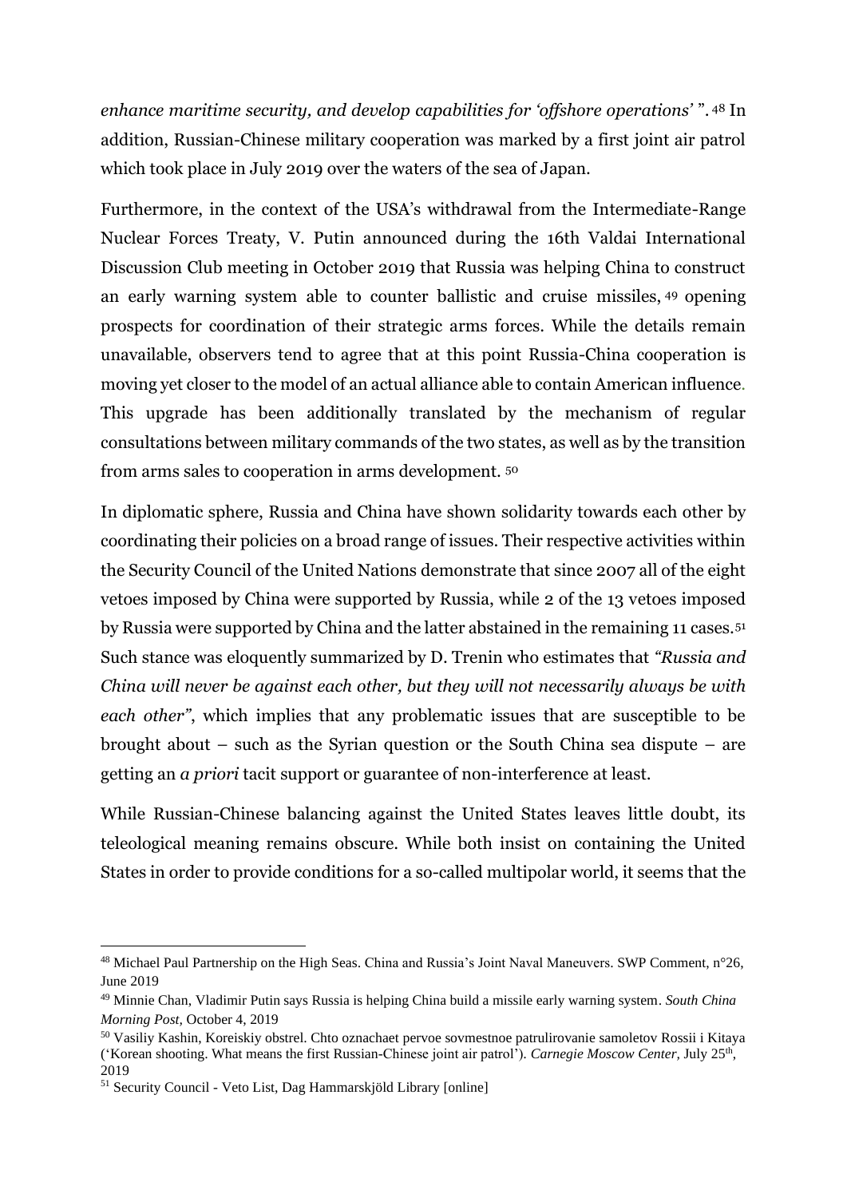*enhance maritime security, and develop capabilities for 'offshore operations'* ".[48] In addition, Russian-Chinese military cooperation was marked by a first joint air patrol which took place in July 2019 over the waters of the sea of Japan.

Furthermore, in the context of the USA's withdrawal from the Intermediate-Range Nuclear Forces Treaty, V. Putin announced during the 16th Valdai International Discussion Club meeting in October 2019 that Russia was helping China to construct an early warning system able to counter ballistic and cruise missiles,[49] opening prospects for coordination of their strategic arms forces. While the details remain unavailable, observers tend to agree that at this point Russia-China cooperation is moving yet closer to the model of an actual alliance able to contain American influence. This upgrade has been additionally translated by the mechanism of regular consultations between military commands of the two states, as well as by the transition from arms sales to cooperation in arms development.[50]

In diplomatic sphere, Russia and China have shown solidarity towards each other by coordinating their policies on a broad range of issues. Their respective activities within the Security Council of the United Nations demonstrate that since 2007 all of the eight vetoes imposed by China were supported by Russia, while 2 of the 13 vetoes imposed by Russia were supported by China and the latter abstained in the remaining 11 cases.[51] Such stance was eloquently summarized by D. Trenin who estimates that *"Russia and China will never be against each other, but they will not necessarily always be with each other"*, which implies that any problematic issues that are susceptible to be brought about – such as the Syrian question or the South China sea dispute – are getting an *a priori* tacit support or guarantee of non-interference at least.

While Russian-Chinese balancing against the United States leaves little doubt, its teleological meaning remains obscure. While both insist on containing the United States in order to provide conditions for a so-called multipolar world, it seems that the

---

[48] Michael Paul Partnership on the High Seas. China and Russia's Joint Naval Maneuvers. SWP Comment, n°26, June 2019

[49] Minnie Chan, Vladimir Putin says Russia is helping China build a missile early warning system. *South China Morning Post,* October 4, 2019

[50] Vasiliy Kashin, Koreiskiy obstrel. Chto oznachaet pervoe sovmestnoe patrulirovanie samoletov Rossii i Kitaya ('Korean shooting. What means the first Russian-Chinese joint air patrol'). *Carnegie Moscow Center*, July 25th, 2019

[51] Security Council - Veto List, Dag Hammarskjöld Library [online]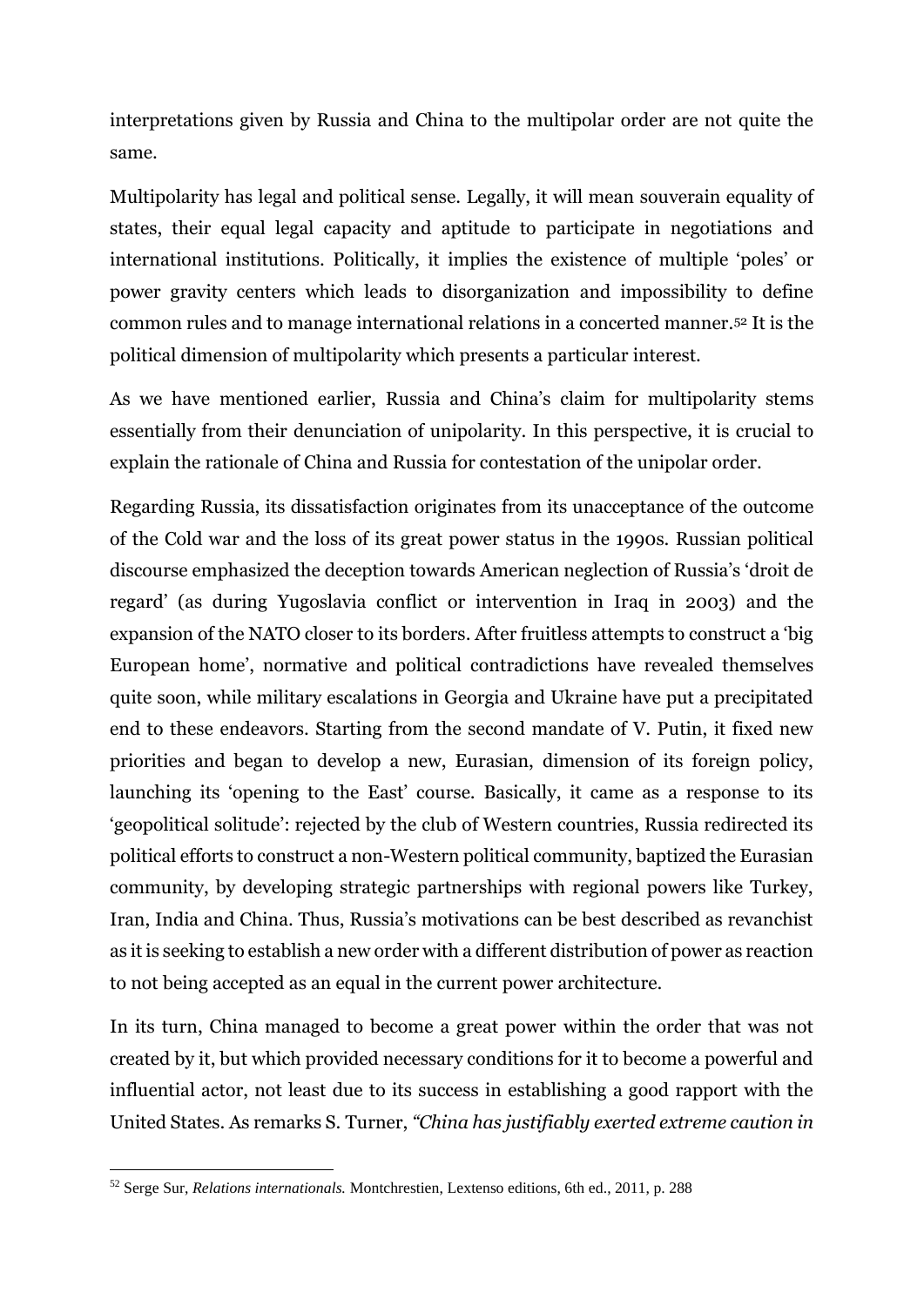interpretations given by Russia and China to the multipolar order are not quite the same.

Multipolarity has legal and political sense. Legally, it will mean souverain equality of states, their equal legal capacity and aptitude to participate in negotiations and international institutions. Politically, it implies the existence of multiple 'poles' or power gravity centers which leads to disorganization and impossibility to define common rules and to manage international relations in a concerted manner.[52] It is the political dimension of multipolarity which presents a particular interest.

As we have mentioned earlier, Russia and China's claim for multipolarity stems essentially from their denunciation of unipolarity. In this perspective, it is crucial to explain the rationale of China and Russia for contestation of the unipolar order.

Regarding Russia, its dissatisfaction originates from its unacceptance of the outcome of the Cold war and the loss of its great power status in the 1990s. Russian political discourse emphasized the deception towards American neglection of Russia's 'droit de regard' (as during Yugoslavia conflict or intervention in Iraq in 2003) and the expansion of the NATO closer to its borders. After fruitless attempts to construct a 'big European home', normative and political contradictions have revealed themselves quite soon, while military escalations in Georgia and Ukraine have put a precipitated end to these endeavors. Starting from the second mandate of V. Putin, it fixed new priorities and began to develop a new, Eurasian, dimension of its foreign policy, launching its 'opening to the East' course. Basically, it came as a response to its 'geopolitical solitude': rejected by the club of Western countries, Russia redirected its political efforts to construct a non-Western political community, baptized the Eurasian community, by developing strategic partnerships with regional powers like Turkey, Iran, India and China. Thus, Russia's motivations can be best described as revanchist as it is seeking to establish a new order with a different distribution of power as reaction to not being accepted as an equal in the current power architecture.

In its turn, China managed to become a great power within the order that was not created by it, but which provided necessary conditions for it to become a powerful and influential actor, not least due to its success in establishing a good rapport with the United States. As remarks S. Turner, *"China has justifiably exerted extreme caution in*

---

[52] Serge Sur, *Relations internationals.* Montchrestien, Lextenso editions, 6th ed., 2011, p. 288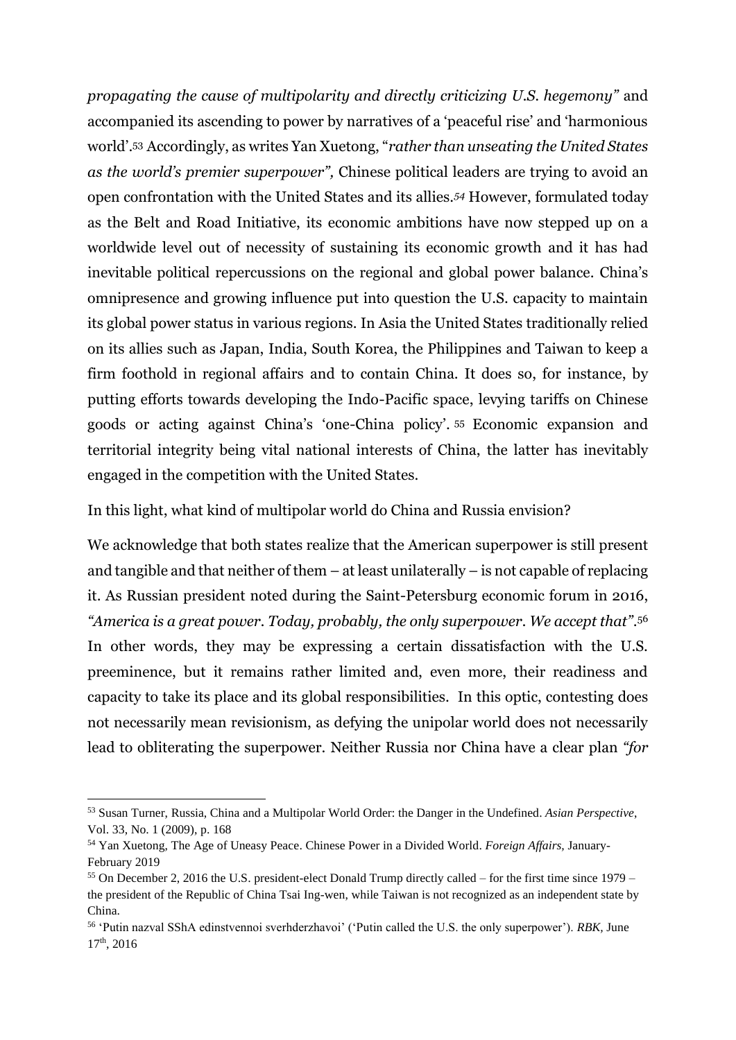*propagating the cause of multipolarity and directly criticizing U.S. hegemony"* and accompanied its ascending to power by narratives of a 'peaceful rise' and 'harmonious world'.[53] Accordingly, as writes Yan Xuetong, "*rather than unseating the United States as the world's premier superpower",* Chinese political leaders are trying to avoid an open confrontation with the United States and its allies.[54] However, formulated today as the Belt and Road Initiative, its economic ambitions have now stepped up on a worldwide level out of necessity of sustaining its economic growth and it has had inevitable political repercussions on the regional and global power balance. China's omnipresence and growing influence put into question the U.S. capacity to maintain its global power status in various regions. In Asia the United States traditionally relied on its allies such as Japan, India, South Korea, the Philippines and Taiwan to keep a firm foothold in regional affairs and to contain China. It does so, for instance, by putting efforts towards developing the Indo-Pacific space, levying tariffs on Chinese goods or acting against China's 'one-China policy'.[55] Economic expansion and territorial integrity being vital national interests of China, the latter has inevitably engaged in the competition with the United States.

In this light, what kind of multipolar world do China and Russia envision?

We acknowledge that both states realize that the American superpower is still present and tangible and that neither of them – at least unilaterally – is not capable of replacing it. As Russian president noted during the Saint-Petersburg economic forum in 2016, *"America is a great power. Today, probably, the only superpower. We accept that"*.[56] In other words, they may be expressing a certain dissatisfaction with the U.S. preeminence, but it remains rather limited and, even more, their readiness and capacity to take its place and its global responsibilities. In this optic, contesting does not necessarily mean revisionism, as defying the unipolar world does not necessarily lead to obliterating the superpower. Neither Russia nor China have a clear plan *"for*

---

[53] Susan Turner, Russia, China and a Multipolar World Order: the Danger in the Undefined. *Asian Perspective*, Vol. 33, No. 1 (2009), p. 168

[54] Yan Xuetong, The Age of Uneasy Peace. Chinese Power in a Divided World. *Foreign Affairs*, January-February 2019

[55] On December 2, 2016 the U.S. president-elect Donald Trump directly called – for the first time since 1979 – the president of the Republic of China Tsai Ing-wen, while Taiwan is not recognized as an independent state by China.

[56] 'Putin nazval SShA edinstvennoi sverhderzhavoi' ('Putin called the U.S. the only superpower'). *RBK*, June 17th, 2016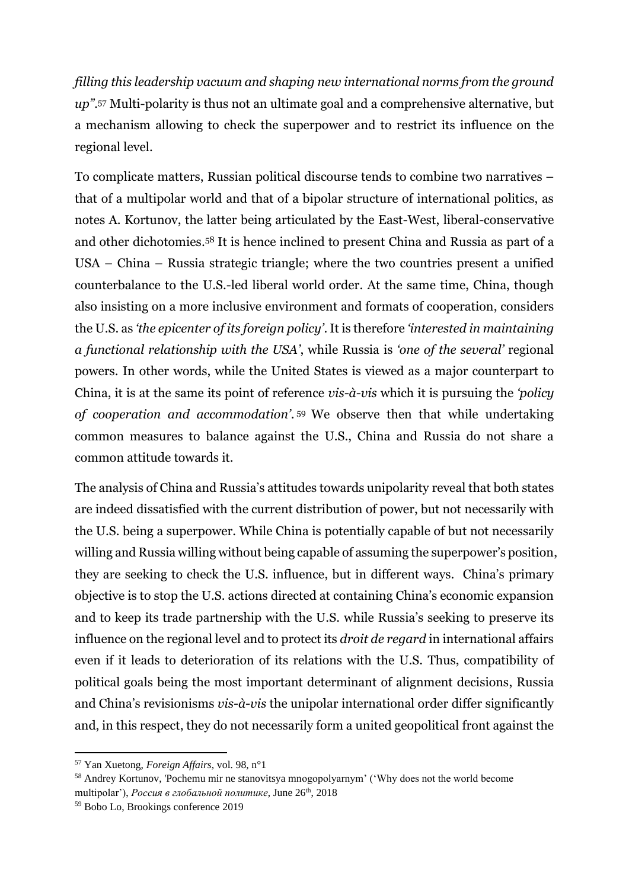*filling this leadership vacuum and shaping new international norms from the ground up"*.[57] Multi-polarity is thus not an ultimate goal and a comprehensive alternative, but a mechanism allowing to check the superpower and to restrict its influence on the regional level.

To complicate matters, Russian political discourse tends to combine two narratives – that of a multipolar world and that of a bipolar structure of international politics, as notes A. Kortunov, the latter being articulated by the East-West, liberal-conservative and other dichotomies.[58] It is hence inclined to present China and Russia as part of a USA – China – Russia strategic triangle; where the two countries present a unified counterbalance to the U.S.-led liberal world order. At the same time, China, though also insisting on a more inclusive environment and formats of cooperation, considers the U.S. as *'the epicenter of its foreign policy'*. It is therefore *'interested in maintaining a functional relationship with the USA'*, while Russia is *'one of the several'* regional powers. In other words, while the United States is viewed as a major counterpart to China, it is at the same its point of reference *vis-à-vis* which it is pursuing the *'policy of cooperation and accommodation'*.[59] We observe then that while undertaking common measures to balance against the U.S., China and Russia do not share a common attitude towards it.

The analysis of China and Russia's attitudes towards unipolarity reveal that both states are indeed dissatisfied with the current distribution of power, but not necessarily with the U.S. being a superpower. While China is potentially capable of but not necessarily willing and Russia willing without being capable of assuming the superpower's position, they are seeking to check the U.S. influence, but in different ways. China's primary objective is to stop the U.S. actions directed at containing China's economic expansion and to keep its trade partnership with the U.S. while Russia's seeking to preserve its influence on the regional level and to protect its *droit de regard* in international affairs even if it leads to deterioration of its relations with the U.S. Thus, compatibility of political goals being the most important determinant of alignment decisions, Russia and China's revisionisms *vis-à-vis* the unipolar international order differ significantly and, in this respect, they do not necessarily form a united geopolitical front against the

---

[57] Yan Xuetong, *Foreign Affairs*, vol. 98, n°1

[58] Andrey Kortunov, 'Pochemu mir ne stanovitsya mnogopolyarnym' ('Why does not the world become multipolar'), *Россия в глобальной политике*, June 26th, 2018

[59] Bobo Lo, Brookings conference 2019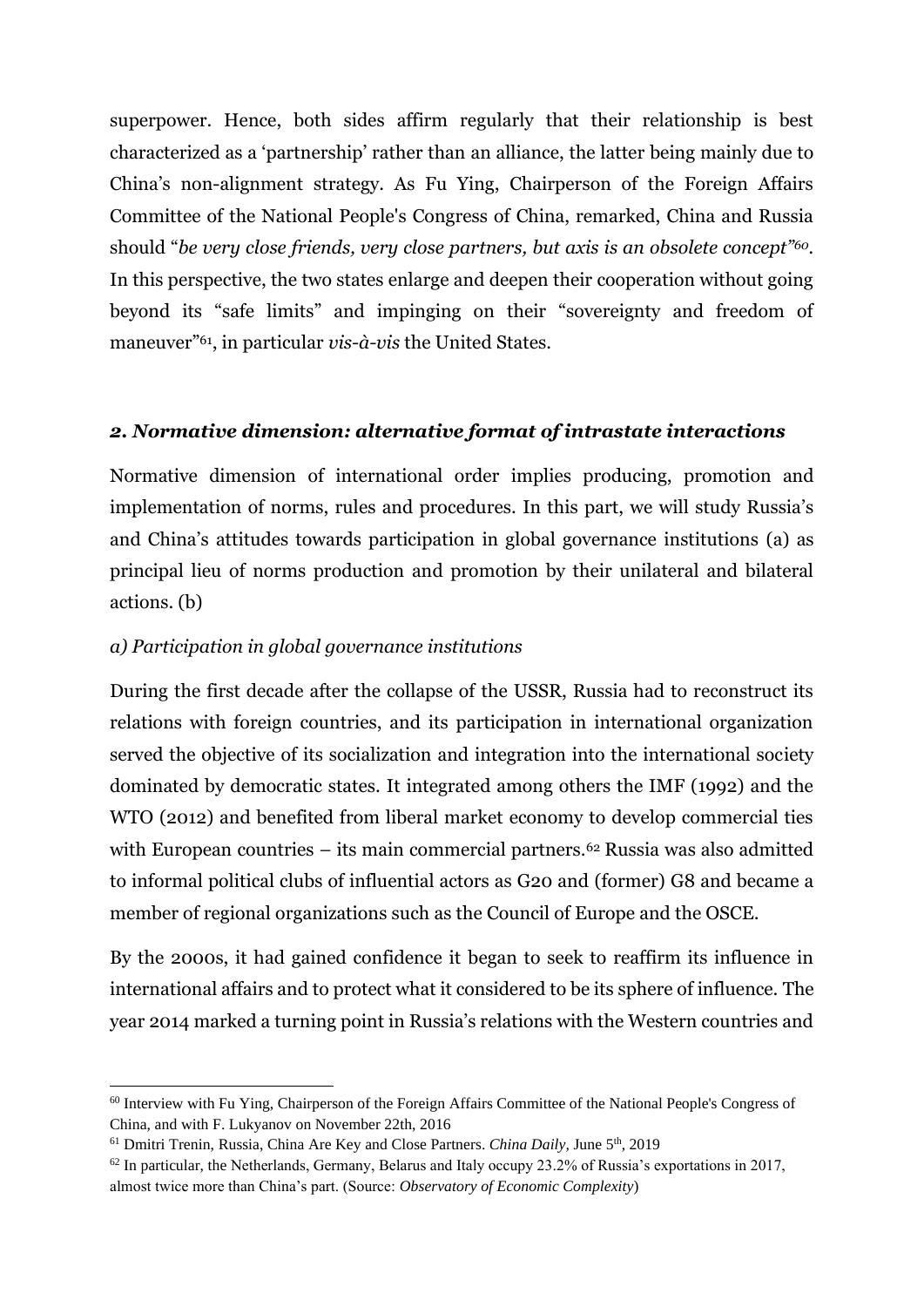superpower. Hence, both sides affirm regularly that their relationship is best characterized as a 'partnership' rather than an alliance, the latter being mainly due to China's non-alignment strategy. As Fu Ying, Chairperson of the Foreign Affairs Committee of the National People's Congress of China, remarked, China and Russia should "*be very close friends, very close partners, but axis is an obsolete concept"*[60]. In this perspective, the two states enlarge and deepen their cooperation without going beyond its "safe limits" and impinging on their "sovereignty and freedom of maneuver"[61], in particular *vis-à-vis* the United States.

### *2. Normative dimension: alternative format of intrastate interactions*

Normative dimension of international order implies producing, promotion and implementation of norms, rules and procedures. In this part, we will study Russia's and China's attitudes towards participation in global governance institutions (a) as principal lieu of norms production and promotion by their unilateral and bilateral actions. (b)

*a) Participation in global governance institutions*

During the first decade after the collapse of the USSR, Russia had to reconstruct its relations with foreign countries, and its participation in international organization served the objective of its socialization and integration into the international society dominated by democratic states. It integrated among others the IMF (1992) and the WTO (2012) and benefited from liberal market economy to develop commercial ties with European countries – its main commercial partners.[62] Russia was also admitted to informal political clubs of influential actors as G20 and (former) G8 and became a member of regional organizations such as the Council of Europe and the OSCE.

By the 2000s, it had gained confidence it began to seek to reaffirm its influence in international affairs and to protect what it considered to be its sphere of influence. The year 2014 marked a turning point in Russia's relations with the Western countries and

[60] Interview with Fu Ying, Chairperson of the Foreign Affairs Committee of the National People's Congress of China, and with F. Lukyanov on November 22th, 2016

[61] Dmitri Trenin, Russia, China Are Key and Close Partners. *China Daily*, June 5th, 2019

[62] In particular, the Netherlands, Germany, Belarus and Italy occupy 23.2% of Russia's exportations in 2017, almost twice more than China's part. (Source: *Observatory of Economic Complexity*)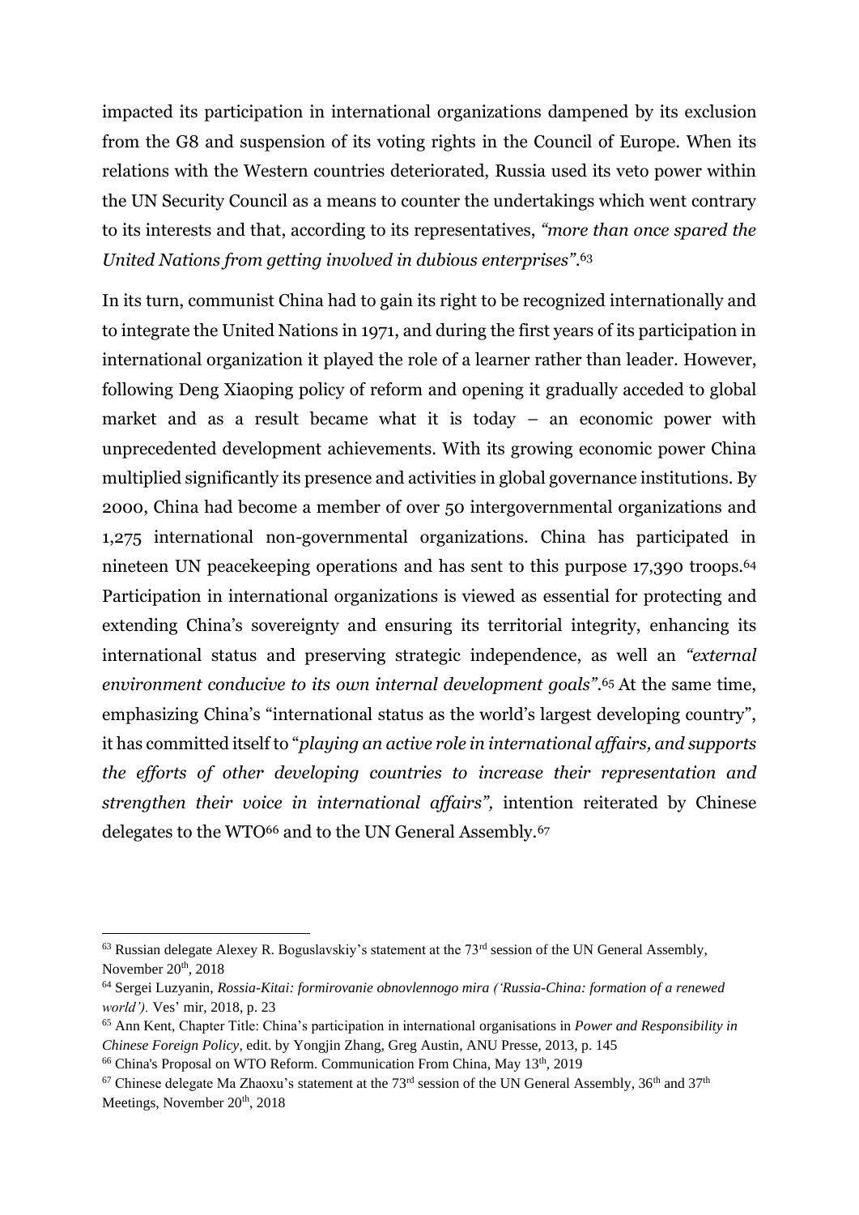impacted its participation in international organizations dampened by its exclusion from the G8 and suspension of its voting rights in the Council of Europe. When its relations with the Western countries deteriorated, Russia used its veto power within the UN Security Council as a means to counter the undertakings which went contrary to its interests and that, according to its representatives, *"more than once spared the United Nations from getting involved in dubious enterprises"*.[63]

In its turn, communist China had to gain its right to be recognized internationally and to integrate the United Nations in 1971, and during the first years of its participation in international organization it played the role of a learner rather than leader. However, following Deng Xiaoping policy of reform and opening it gradually acceded to global market and as a result became what it is today – an economic power with unprecedented development achievements. With its growing economic power China multiplied significantly its presence and activities in global governance institutions. By 2000, China had become a member of over 50 intergovernmental organizations and 1,275 international non-governmental organizations. China has participated in nineteen UN peacekeeping operations and has sent to this purpose 17,390 troops.[64] Participation in international organizations is viewed as essential for protecting and extending China's sovereignty and ensuring its territorial integrity, enhancing its international status and preserving strategic independence, as well an *"external environment conducive to its own internal development goals"*.[65] At the same time, emphasizing China's "international status as the world's largest developing country", it has committed itself to "*playing an active role in international affairs, and supports the efforts of other developing countries to increase their representation and strengthen their voice in international affairs",* intention reiterated by Chinese delegates to the WTO[66] and to the UN General Assembly.[67]

---

[63] Russian delegate Alexey R. Boguslavskiy's statement at the 73rd session of the UN General Assembly, November 20th, 2018

[64] Sergei Luzyanin, *Rossia-Kitai: formirovanie obnovlennogo mira ('Russia-China: formation of a renewed world').* Ves' mir, 2018, p. 23

[65] Ann Kent, Chapter Title: China's participation in international organisations in *Power and Responsibility in Chinese Foreign Policy*, edit. by Yongjin Zhang, Greg Austin, ANU Presse, 2013, p. 145

[66] China's Proposal on WTO Reform. Communication From China, May 13th, 2019

[67] Chinese delegate Ma Zhaoxu's statement at the 73rd session of the UN General Assembly, 36th and 37th Meetings, November 20th, 2018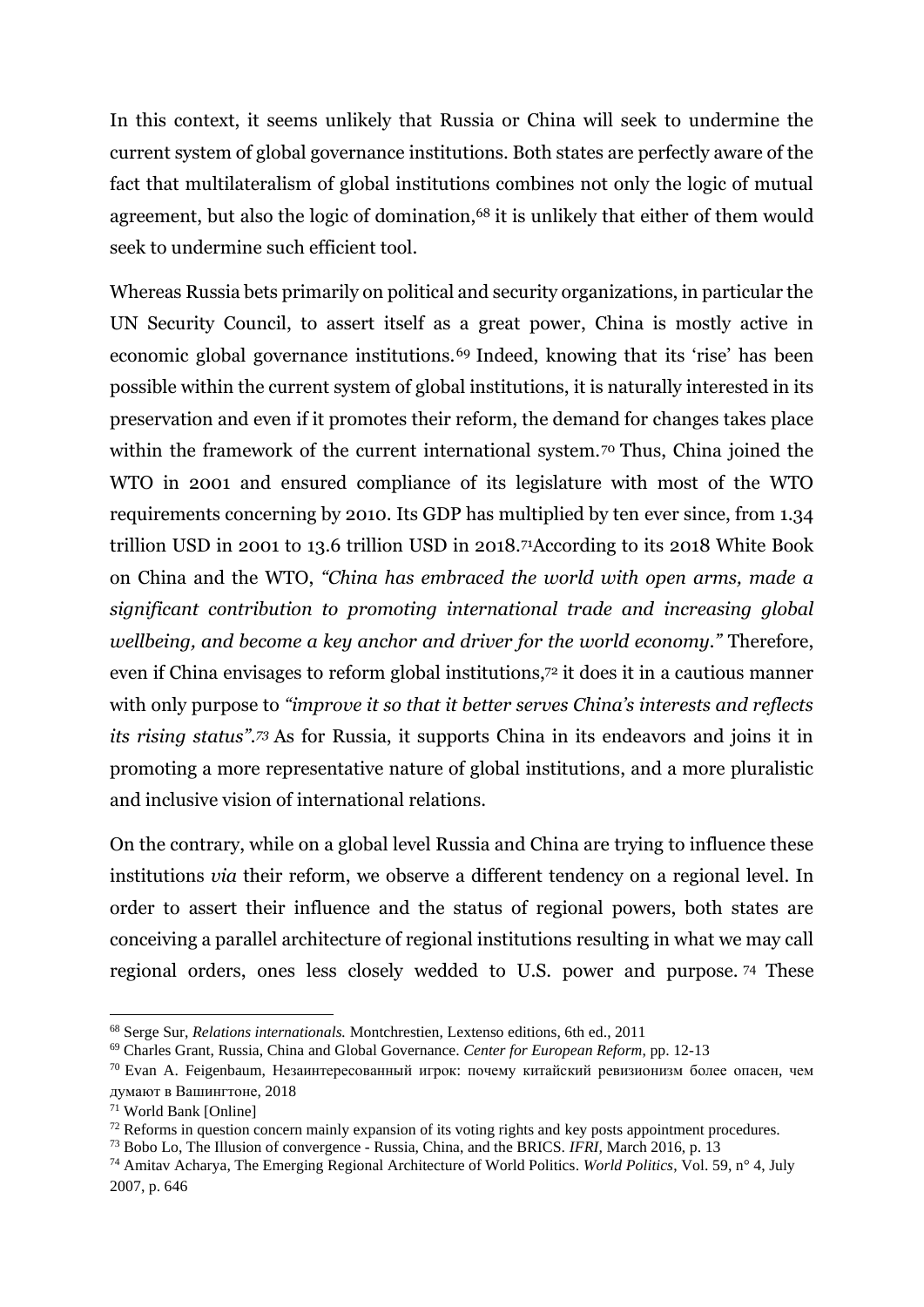In this context, it seems unlikely that Russia or China will seek to undermine the current system of global governance institutions. Both states are perfectly aware of the fact that multilateralism of global institutions combines not only the logic of mutual agreement, but also the logic of domination,[68] it is unlikely that either of them would seek to undermine such efficient tool.

Whereas Russia bets primarily on political and security organizations, in particular the UN Security Council, to assert itself as a great power, China is mostly active in economic global governance institutions.[69] Indeed, knowing that its 'rise' has been possible within the current system of global institutions, it is naturally interested in its preservation and even if it promotes their reform, the demand for changes takes place within the framework of the current international system.[70] Thus, China joined the WTO in 2001 and ensured compliance of its legislature with most of the WTO requirements concerning by 2010. Its GDP has multiplied by ten ever since, from 1.34 trillion USD in 2001 to 13.6 trillion USD in 2018.[71] According to its 2018 White Book on China and the WTO, *"China has embraced the world with open arms, made a significant contribution to promoting international trade and increasing global wellbeing, and become a key anchor and driver for the world economy."* Therefore, even if China envisages to reform global institutions,[72] it does it in a cautious manner with only purpose to *"improve it so that it better serves China's interests and reflects its rising status"*.[73] As for Russia, it supports China in its endeavors and joins it in promoting a more representative nature of global institutions, and a more pluralistic and inclusive vision of international relations.

On the contrary, while on a global level Russia and China are trying to influence these institutions *via* their reform, we observe a different tendency on a regional level. In order to assert their influence and the status of regional powers, both states are conceiving a parallel architecture of regional institutions resulting in what we may call regional orders, ones less closely wedded to U.S. power and purpose.[74] These

---

[68] Serge Sur, *Relations internationals.* Montchrestien, Lextenso editions, 6th ed., 2011

[69] Charles Grant, Russia, China and Global Governance. *Center for European Reform*, pp. 12-13

[70] Evan A. Feigenbaum, Незаинтересованный игрок: почему китайский ревизионизм более опасен, чем думают в Вашингтоне, 2018

[71] World Bank [Online]

[72] Reforms in question concern mainly expansion of its voting rights and key posts appointment procedures.

[73] Bobo Lo, The Illusion of convergence - Russia, China, and the BRICS. *IFRI,* March 2016, p. 13

[74] Amitav Acharya, The Emerging Regional Architecture of World Politics. *World Politics*, Vol. 59, n° 4, July 2007, p. 646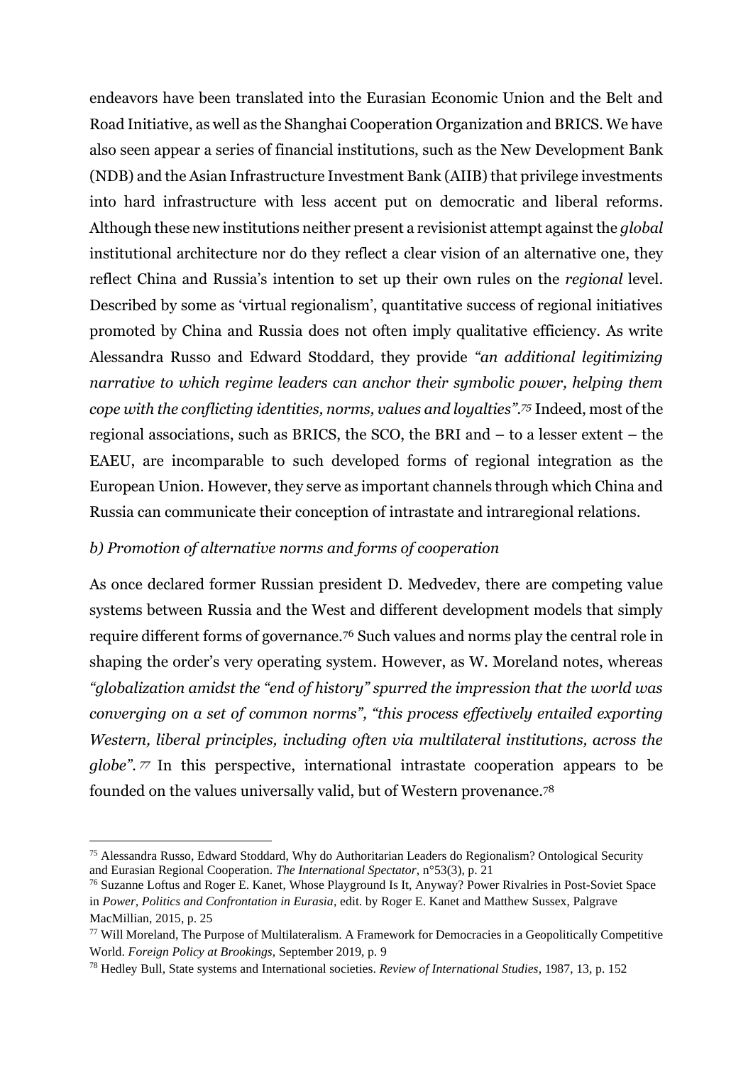endeavors have been translated into the Eurasian Economic Union and the Belt and Road Initiative, as well as the Shanghai Cooperation Organization and BRICS. We have also seen appear a series of financial institutions, such as the New Development Bank (NDB) and the Asian Infrastructure Investment Bank (AIIB) that privilege investments into hard infrastructure with less accent put on democratic and liberal reforms. Although these new institutions neither present a revisionist attempt against the *global* institutional architecture nor do they reflect a clear vision of an alternative one, they reflect China and Russia's intention to set up their own rules on the *regional* level. Described by some as 'virtual regionalism', quantitative success of regional initiatives promoted by China and Russia does not often imply qualitative efficiency. As write Alessandra Russo and Edward Stoddard, they provide *"an additional legitimizing narrative to which regime leaders can anchor their symbolic power, helping them cope with the conflicting identities, norms, values and loyalties".*[75] Indeed, most of the regional associations, such as BRICS, the SCO, the BRI and – to a lesser extent – the EAEU, are incomparable to such developed forms of regional integration as the European Union. However, they serve as important channels through which China and Russia can communicate their conception of intrastate and intraregional relations.

*b) Promotion of alternative norms and forms of cooperation*

As once declared former Russian president D. Medvedev, there are competing value systems between Russia and the West and different development models that simply require different forms of governance.[76] Such values and norms play the central role in shaping the order's very operating system. However, as W. Moreland notes, whereas *"globalization amidst the "end of history" spurred the impression that the world was converging on a set of common norms", "this process effectively entailed exporting Western, liberal principles, including often via multilateral institutions, across the globe".* [77] In this perspective, international intrastate cooperation appears to be founded on the values universally valid, but of Western provenance.[78]

---

[75] Alessandra Russo, Edward Stoddard, Why do Authoritarian Leaders do Regionalism? Ontological Security and Eurasian Regional Cooperation. *The International Spectator*, n°53(3), p. 21

[76] Suzanne Loftus and Roger E. Kanet, Whose Playground Is It, Anyway? Power Rivalries in Post-Soviet Space in *Power, Politics and Confrontation in Eurasia*, edit. by Roger E. Kanet and Matthew Sussex, Palgrave MacMillian, 2015, p. 25

[77] Will Moreland, The Purpose of Multilateralism. A Framework for Democracies in a Geopolitically Competitive World. *Foreign Policy at Brookings*, September 2019, p. 9

[78] Hedley Bull, State systems and International societies. *Review of International Studies*, 1987, 13, p. 152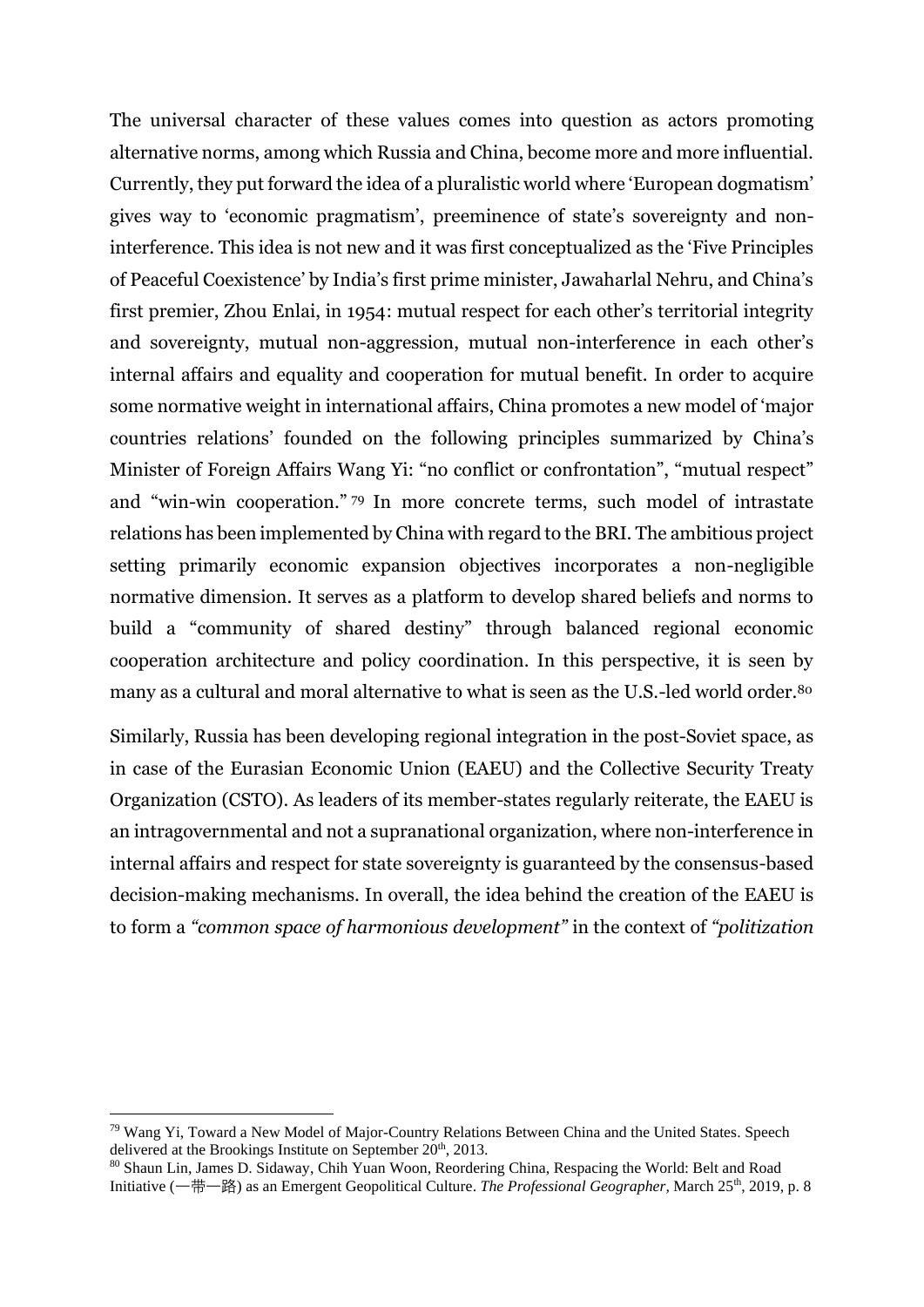The universal character of these values comes into question as actors promoting alternative norms, among which Russia and China, become more and more influential. Currently, they put forward the idea of a pluralistic world where 'European dogmatism' gives way to 'economic pragmatism', preeminence of state's sovereignty and non-interference. This idea is not new and it was first conceptualized as the 'Five Principles of Peaceful Coexistence' by India's first prime minister, Jawaharlal Nehru, and China's first premier, Zhou Enlai, in 1954: mutual respect for each other's territorial integrity and sovereignty, mutual non-aggression, mutual non-interference in each other's internal affairs and equality and cooperation for mutual benefit. In order to acquire some normative weight in international affairs, China promotes a new model of 'major countries relations' founded on the following principles summarized by China's Minister of Foreign Affairs Wang Yi: "no conflict or confrontation", "mutual respect" and "win-win cooperation."[79] In more concrete terms, such model of intrastate relations has been implemented by China with regard to the BRI. The ambitious project setting primarily economic expansion objectives incorporates a non-negligible normative dimension. It serves as a platform to develop shared beliefs and norms to build a "community of shared destiny" through balanced regional economic cooperation architecture and policy coordination. In this perspective, it is seen by many as a cultural and moral alternative to what is seen as the U.S.-led world order.[80]

Similarly, Russia has been developing regional integration in the post-Soviet space, as in case of the Eurasian Economic Union (EAEU) and the Collective Security Treaty Organization (CSTO). As leaders of its member-states regularly reiterate, the EAEU is an intragovernmental and not a supranational organization, where non-interference in internal affairs and respect for state sovereignty is guaranteed by the consensus-based decision-making mechanisms. In overall, the idea behind the creation of the EAEU is to form a *"common space of harmonious development"* in the context of *"politization*

[79] Wang Yi, Toward a New Model of Major-Country Relations Between China and the United States. Speech delivered at the Brookings Institute on September 20th, 2013.

[80] Shaun Lin, James D. Sidaway, Chih Yuan Woon, Reordering China, Respacing the World: Belt and Road Initiative (一带一路) as an Emergent Geopolitical Culture. *The Professional Geographer*, March 25th, 2019, p. 8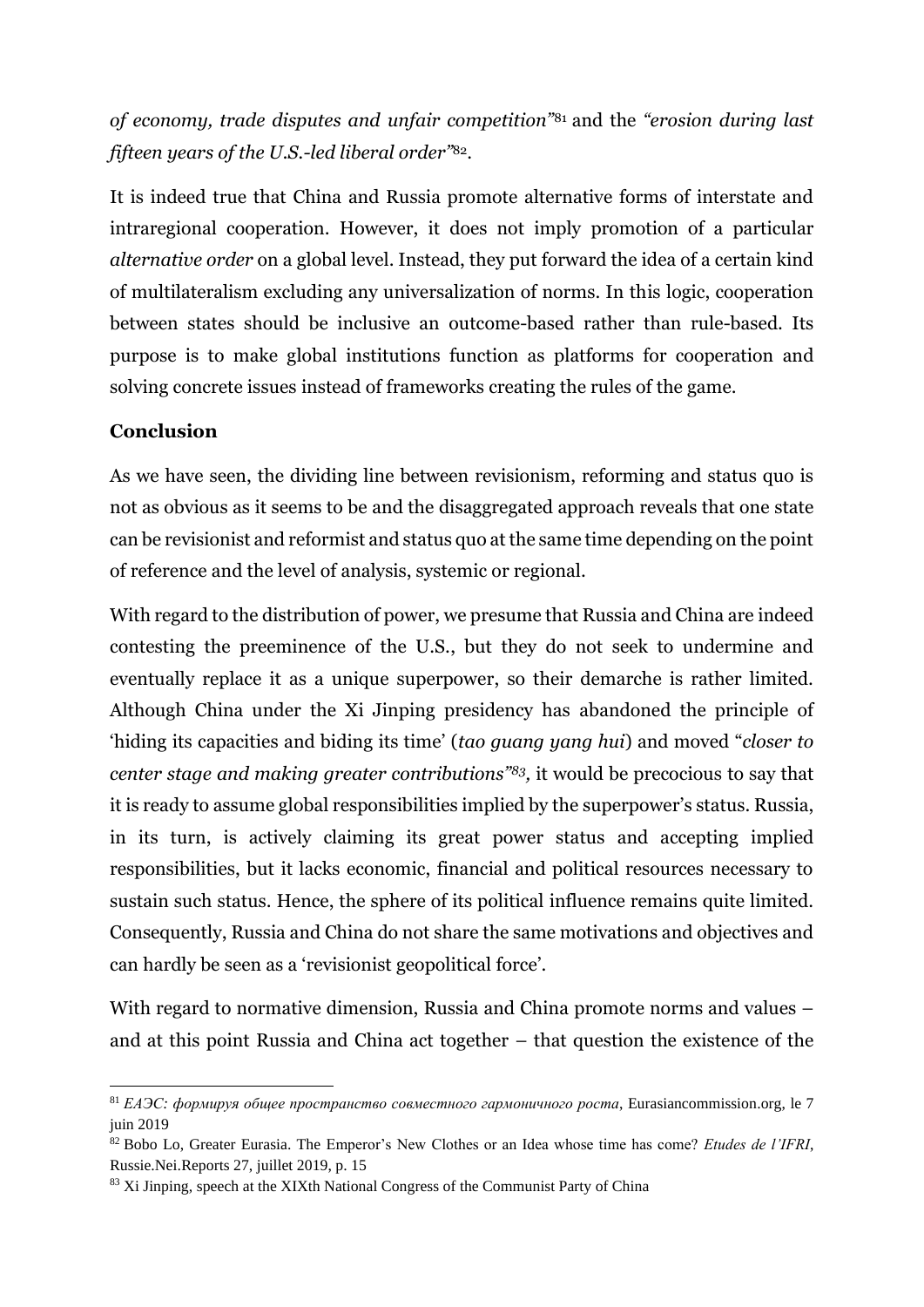*of economy, trade disputes and unfair competition"*[81] and the *"erosion during last fifteen years of the U.S.-led liberal order"*[82].

It is indeed true that China and Russia promote alternative forms of interstate and intraregional cooperation. However, it does not imply promotion of a particular *alternative order* on a global level. Instead, they put forward the idea of a certain kind of multilateralism excluding any universalization of norms. In this logic, cooperation between states should be inclusive an outcome-based rather than rule-based. Its purpose is to make global institutions function as platforms for cooperation and solving concrete issues instead of frameworks creating the rules of the game.

## Conclusion

As we have seen, the dividing line between revisionism, reforming and status quo is not as obvious as it seems to be and the disaggregated approach reveals that one state can be revisionist and reformist and status quo at the same time depending on the point of reference and the level of analysis, systemic or regional.

With regard to the distribution of power, we presume that Russia and China are indeed contesting the preeminence of the U.S., but they do not seek to undermine and eventually replace it as a unique superpower, so their demarche is rather limited. Although China under the Xi Jinping presidency has abandoned the principle of 'hiding its capacities and biding its time' (*tao guang yang hui*) and moved "*closer to center stage and making greater contributions"*[83], it would be precocious to say that it is ready to assume global responsibilities implied by the superpower's status. Russia, in its turn, is actively claiming its great power status and accepting implied responsibilities, but it lacks economic, financial and political resources necessary to sustain such status. Hence, the sphere of its political influence remains quite limited. Consequently, Russia and China do not share the same motivations and objectives and can hardly be seen as a 'revisionist geopolitical force'.

With regard to normative dimension, Russia and China promote norms and values – and at this point Russia and China act together – that question the existence of the

---

[81] *ЕАЭС: формируя общее пространство совместного гармоничного роста*, Eurasiancommission.org, le 7 juin 2019

[82] Bobo Lo, Greater Eurasia. The Emperor's New Clothes or an Idea whose time has come? *Etudes de l'IFRI*, Russie.Nei.Reports 27, juillet 2019, p. 15

[83] Xi Jinping, speech at the XIXth National Congress of the Communist Party of China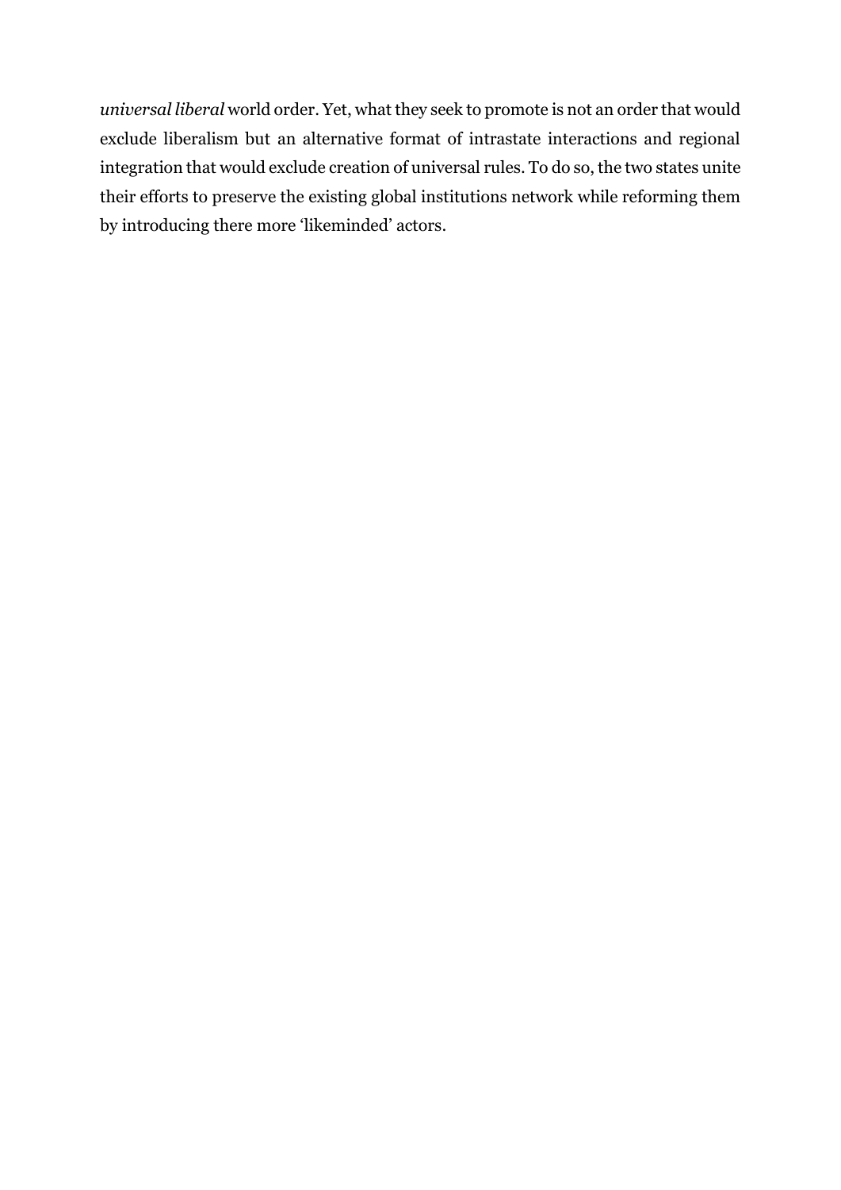*universal liberal* world order. Yet, what they seek to promote is not an order that would exclude liberalism but an alternative format of intrastate interactions and regional integration that would exclude creation of universal rules. To do so, the two states unite their efforts to preserve the existing global institutions network while reforming them by introducing there more 'likeminded' actors.